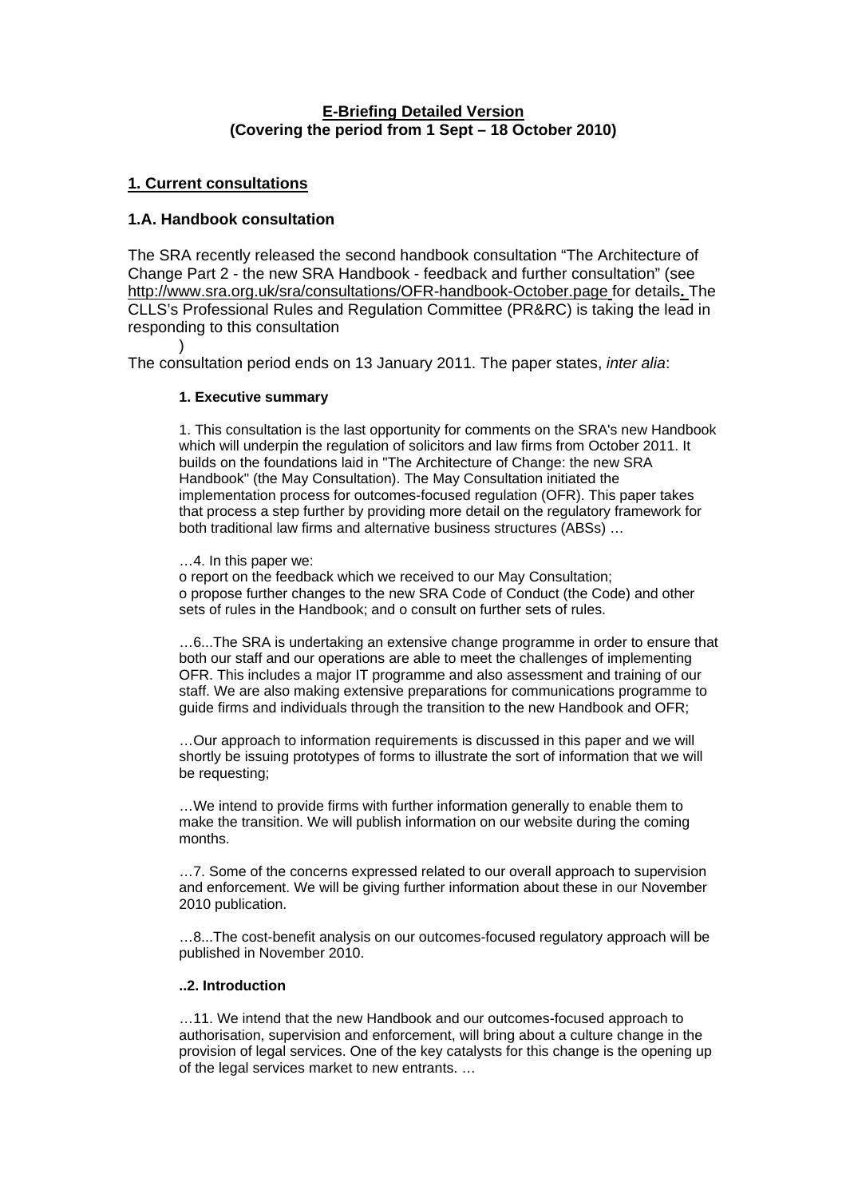**E-Briefing Detailed Version**
**(Covering the period from 1 Sept – 18 October 2010)**

## 1. Current consultations

### 1.A. Handbook consultation

The SRA recently released the second handbook consultation "The Architecture of Change Part 2 - the new SRA Handbook - feedback and further consultation" (see http://www.sra.org.uk/sra/consultations/OFR-handbook-October.page for details**.** The CLLS's Professional Rules and Regulation Committee (PR&RC) is taking the lead in responding to this consultation
)
The consultation period ends on 13 January 2011. The paper states, *inter alia*:

> **1. Executive summary**
>
> 1. This consultation is the last opportunity for comments on the SRA's new Handbook which will underpin the regulation of solicitors and law firms from October 2011. It builds on the foundations laid in "The Architecture of Change: the new SRA Handbook" (the May Consultation). The May Consultation initiated the implementation process for outcomes-focused regulation (OFR). This paper takes that process a step further by providing more detail on the regulatory framework for both traditional law firms and alternative business structures (ABSs) …
>
> …4. In this paper we:
> o report on the feedback which we received to our May Consultation;
> o propose further changes to the new SRA Code of Conduct (the Code) and other sets of rules in the Handbook; and o consult on further sets of rules.
>
> …6...The SRA is undertaking an extensive change programme in order to ensure that both our staff and our operations are able to meet the challenges of implementing OFR. This includes a major IT programme and also assessment and training of our staff. We are also making extensive preparations for communications programme to guide firms and individuals through the transition to the new Handbook and OFR;
>
> …Our approach to information requirements is discussed in this paper and we will shortly be issuing prototypes of forms to illustrate the sort of information that we will be requesting;
>
> …We intend to provide firms with further information generally to enable them to make the transition. We will publish information on our website during the coming months.
>
> …7. Some of the concerns expressed related to our overall approach to supervision and enforcement. We will be giving further information about these in our November 2010 publication.
>
> …8...The cost-benefit analysis on our outcomes-focused regulatory approach will be published in November 2010.
>
> **..2. Introduction**
>
> …11. We intend that the new Handbook and our outcomes-focused approach to authorisation, supervision and enforcement, will bring about a culture change in the provision of legal services. One of the key catalysts for this change is the opening up of the legal services market to new entrants. …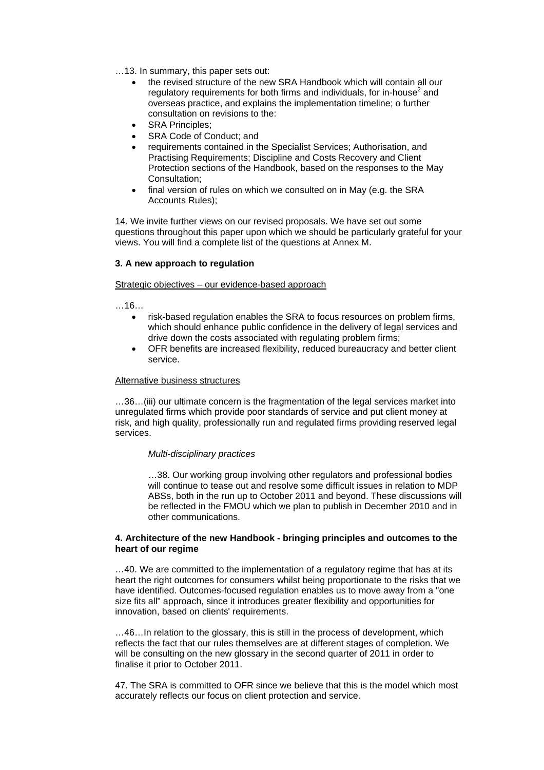…13. In summary, this paper sets out:

- the revised structure of the new SRA Handbook which will contain all our regulatory requirements for both firms and individuals, for in-house[2] and overseas practice, and explains the implementation timeline; o further consultation on revisions to the:
- SRA Principles;
- SRA Code of Conduct; and
- requirements contained in the Specialist Services; Authorisation, and Practising Requirements; Discipline and Costs Recovery and Client Protection sections of the Handbook, based on the responses to the May Consultation;
- final version of rules on which we consulted on in May (e.g. the SRA Accounts Rules);

14. We invite further views on our revised proposals. We have set out some questions throughout this paper upon which we should be particularly grateful for your views. You will find a complete list of the questions at Annex M.

**3. A new approach to regulation**

Strategic objectives – our evidence-based approach

…16…

- risk-based regulation enables the SRA to focus resources on problem firms, which should enhance public confidence in the delivery of legal services and drive down the costs associated with regulating problem firms;
- OFR benefits are increased flexibility, reduced bureaucracy and better client service.

Alternative business structures

…36…(iii) our ultimate concern is the fragmentation of the legal services market into unregulated firms which provide poor standards of service and put client money at risk, and high quality, professionally run and regulated firms providing reserved legal services.

*Multi-disciplinary practices*

…38. Our working group involving other regulators and professional bodies will continue to tease out and resolve some difficult issues in relation to MDP ABSs, both in the run up to October 2011 and beyond. These discussions will be reflected in the FMOU which we plan to publish in December 2010 and in other communications.

**4. Architecture of the new Handbook - bringing principles and outcomes to the heart of our regime**

…40. We are committed to the implementation of a regulatory regime that has at its heart the right outcomes for consumers whilst being proportionate to the risks that we have identified. Outcomes-focused regulation enables us to move away from a "one size fits all" approach, since it introduces greater flexibility and opportunities for innovation, based on clients' requirements.

…46…In relation to the glossary, this is still in the process of development, which reflects the fact that our rules themselves are at different stages of completion. We will be consulting on the new glossary in the second quarter of 2011 in order to finalise it prior to October 2011.

47. The SRA is committed to OFR since we believe that this is the model which most accurately reflects our focus on client protection and service.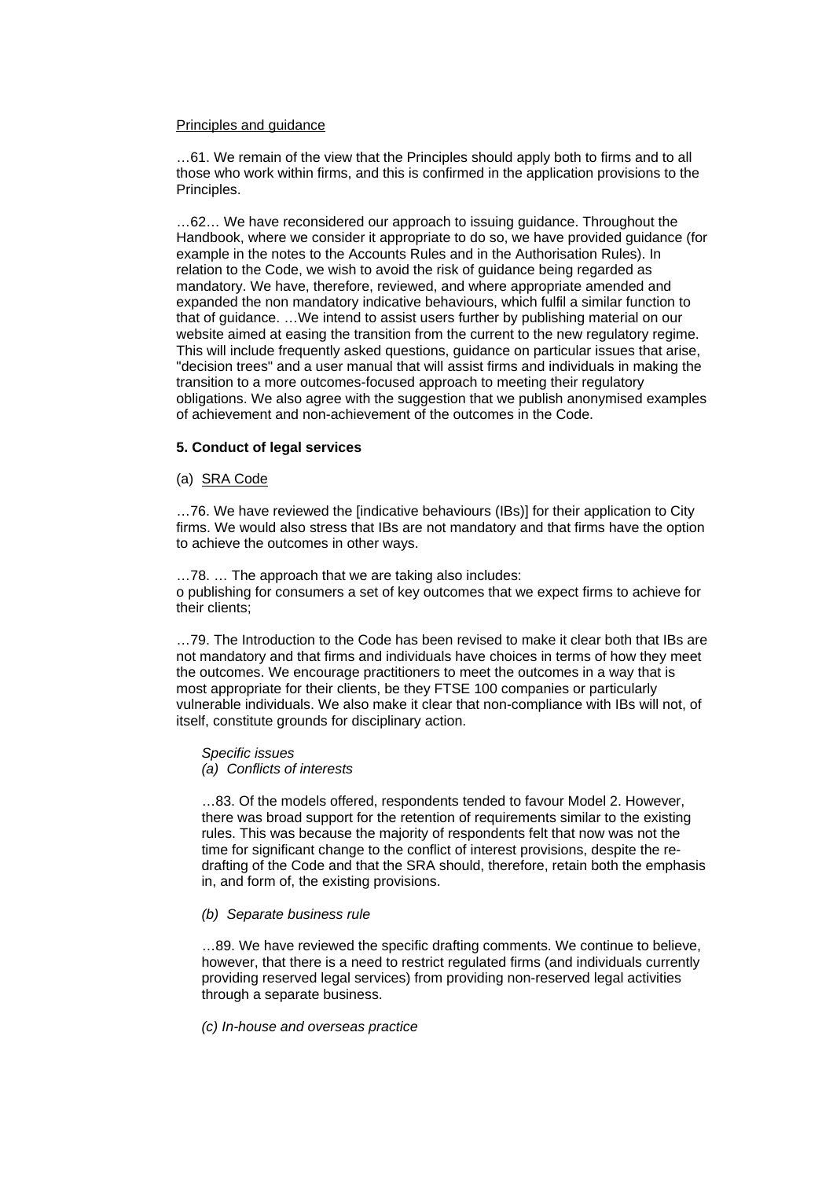Principles and guidance

…61. We remain of the view that the Principles should apply both to firms and to all those who work within firms, and this is confirmed in the application provisions to the Principles.

…62… We have reconsidered our approach to issuing guidance. Throughout the Handbook, where we consider it appropriate to do so, we have provided guidance (for example in the notes to the Accounts Rules and in the Authorisation Rules). In relation to the Code, we wish to avoid the risk of guidance being regarded as mandatory. We have, therefore, reviewed, and where appropriate amended and expanded the non mandatory indicative behaviours, which fulfil a similar function to that of guidance. …We intend to assist users further by publishing material on our website aimed at easing the transition from the current to the new regulatory regime. This will include frequently asked questions, guidance on particular issues that arise, "decision trees" and a user manual that will assist firms and individuals in making the transition to a more outcomes-focused approach to meeting their regulatory obligations. We also agree with the suggestion that we publish anonymised examples of achievement and non-achievement of the outcomes in the Code.

**5. Conduct of legal services**

(a) SRA Code

…76. We have reviewed the [indicative behaviours (IBs)] for their application to City firms. We would also stress that IBs are not mandatory and that firms have the option to achieve the outcomes in other ways.

…78. … The approach that we are taking also includes:
o publishing for consumers a set of key outcomes that we expect firms to achieve for their clients;

…79. The Introduction to the Code has been revised to make it clear both that IBs are not mandatory and that firms and individuals have choices in terms of how they meet the outcomes. We encourage practitioners to meet the outcomes in a way that is most appropriate for their clients, be they FTSE 100 companies or particularly vulnerable individuals. We also make it clear that non-compliance with IBs will not, of itself, constitute grounds for disciplinary action.

*Specific issues*
*(a) Conflicts of interests*

…83. Of the models offered, respondents tended to favour Model 2. However, there was broad support for the retention of requirements similar to the existing rules. This was because the majority of respondents felt that now was not the time for significant change to the conflict of interest provisions, despite the re-drafting of the Code and that the SRA should, therefore, retain both the emphasis in, and form of, the existing provisions.

*(b) Separate business rule*

…89. We have reviewed the specific drafting comments. We continue to believe, however, that there is a need to restrict regulated firms (and individuals currently providing reserved legal services) from providing non-reserved legal activities through a separate business.

*(c) In-house and overseas practice*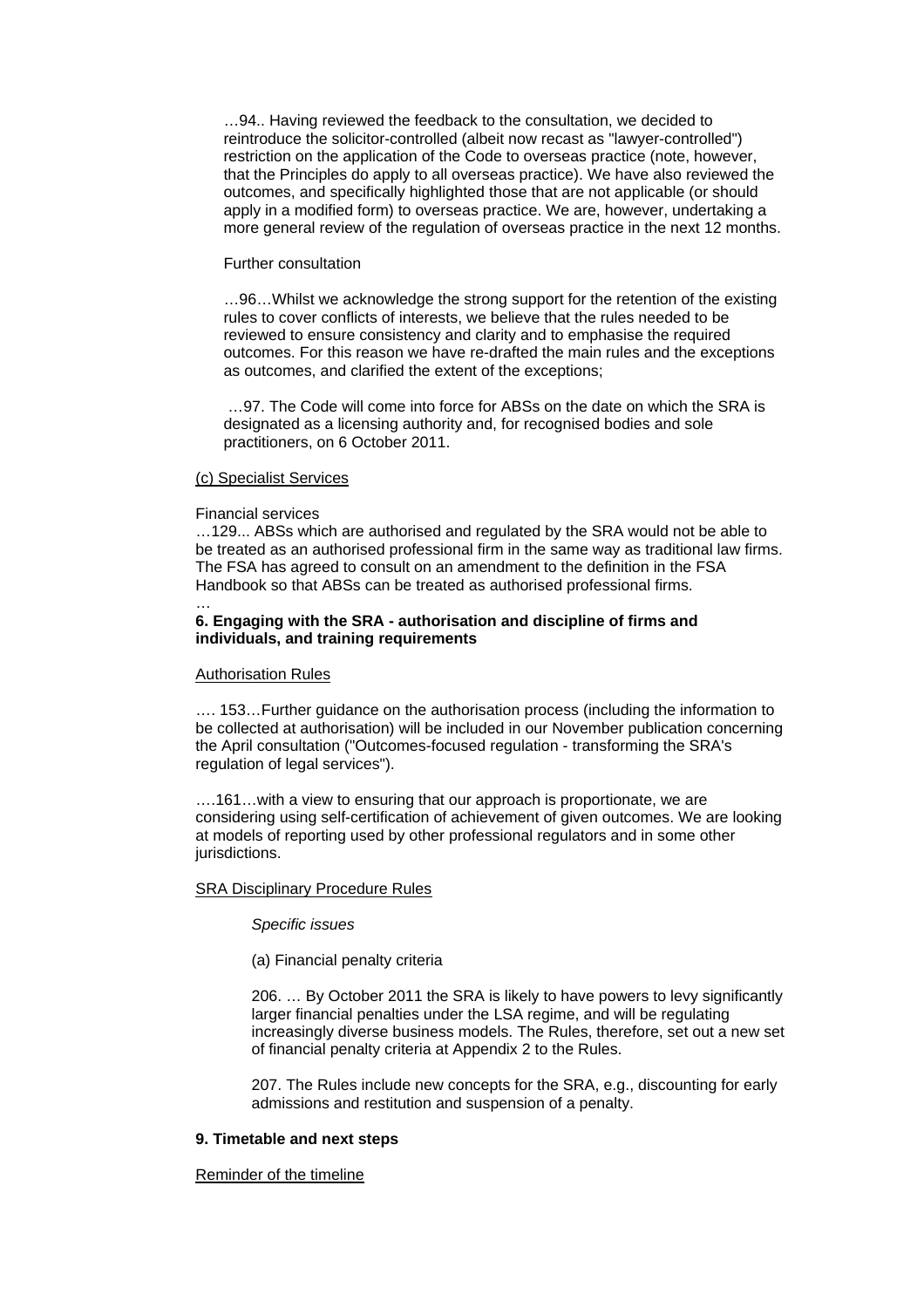…94.. Having reviewed the feedback to the consultation, we decided to reintroduce the solicitor-controlled (albeit now recast as "lawyer-controlled") restriction on the application of the Code to overseas practice (note, however, that the Principles do apply to all overseas practice). We have also reviewed the outcomes, and specifically highlighted those that are not applicable (or should apply in a modified form) to overseas practice. We are, however, undertaking a more general review of the regulation of overseas practice in the next 12 months.

Further consultation

…96…Whilst we acknowledge the strong support for the retention of the existing rules to cover conflicts of interests, we believe that the rules needed to be reviewed to ensure consistency and clarity and to emphasise the required outcomes. For this reason we have re-drafted the main rules and the exceptions as outcomes, and clarified the extent of the exceptions;

…97. The Code will come into force for ABSs on the date on which the SRA is designated as a licensing authority and, for recognised bodies and sole practitioners, on 6 October 2011.

<u>(c) Specialist Services</u>

Financial services

…129... ABSs which are authorised and regulated by the SRA would not be able to be treated as an authorised professional firm in the same way as traditional law firms. The FSA has agreed to consult on an amendment to the definition in the FSA Handbook so that ABSs can be treated as authorised professional firms.

…

**6. Engaging with the SRA - authorisation and discipline of firms and individuals, and training requirements**

<u>Authorisation Rules</u>

…. 153…Further guidance on the authorisation process (including the information to be collected at authorisation) will be included in our November publication concerning the April consultation ("Outcomes-focused regulation - transforming the SRA's regulation of legal services").

….161…with a view to ensuring that our approach is proportionate, we are considering using self-certification of achievement of given outcomes. We are looking at models of reporting used by other professional regulators and in some other jurisdictions.

<u>SRA Disciplinary Procedure Rules</u>

*Specific issues*

(a) Financial penalty criteria

206. … By October 2011 the SRA is likely to have powers to levy significantly larger financial penalties under the LSA regime, and will be regulating increasingly diverse business models. The Rules, therefore, set out a new set of financial penalty criteria at Appendix 2 to the Rules.

207. The Rules include new concepts for the SRA, e.g., discounting for early admissions and restitution and suspension of a penalty.

**9. Timetable and next steps**

<u>Reminder of the timeline</u>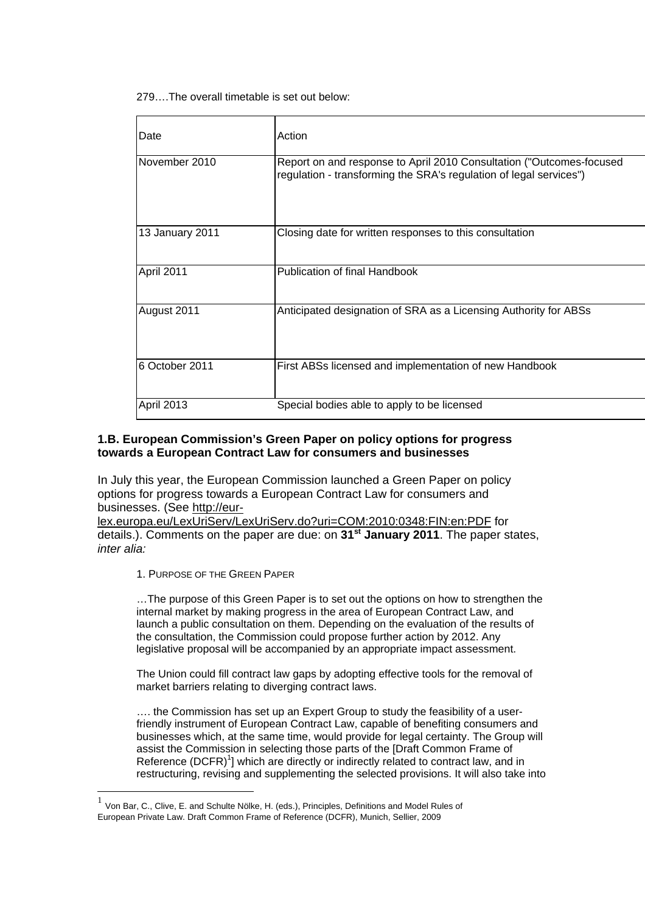279….The overall timetable is set out below:

| Date | Action |
|---|---|
| November 2010 | Report on and response to April 2010 Consultation ("Outcomes-focused regulation - transforming the SRA's regulation of legal services") |
| 13 January 2011 | Closing date for written responses to this consultation |
| April 2011 | Publication of final Handbook |
| August 2011 | Anticipated designation of SRA as a Licensing Authority for ABSs |
| 6 October 2011 | First ABSs licensed and implementation of new Handbook |
| April 2013 | Special bodies able to apply to be licensed |

### 1.B. European Commission's Green Paper on policy options for progress towards a European Contract Law for consumers and businesses

In July this year, the European Commission launched a Green Paper on policy options for progress towards a European Contract Law for consumers and businesses. (See http://eur-lex.europa.eu/LexUriServ/LexUriServ.do?uri=COM:2010:0348:FIN:en:PDF for details.). Comments on the paper are due: on **31st January 2011**. The paper states, *inter alia:*

> 1. PURPOSE OF THE GREEN PAPER
>
> …The purpose of this Green Paper is to set out the options on how to strengthen the internal market by making progress in the area of European Contract Law, and launch a public consultation on them. Depending on the evaluation of the results of the consultation, the Commission could propose further action by 2012. Any legislative proposal will be accompanied by an appropriate impact assessment.
>
> The Union could fill contract law gaps by adopting effective tools for the removal of market barriers relating to diverging contract laws.
>
> …. the Commission has set up an Expert Group to study the feasibility of a user-friendly instrument of European Contract Law, capable of benefiting consumers and businesses which, at the same time, would provide for legal certainty. The Group will assist the Commission in selecting those parts of the [Draft Common Frame of Reference (DCFR)[1]] which are directly or indirectly related to contract law, and in restructuring, revising and supplementing the selected provisions. It will also take into

[1] Von Bar, C., Clive, E. and Schulte Nölke, H. (eds.), Principles, Definitions and Model Rules of European Private Law. Draft Common Frame of Reference (DCFR), Munich, Sellier, 2009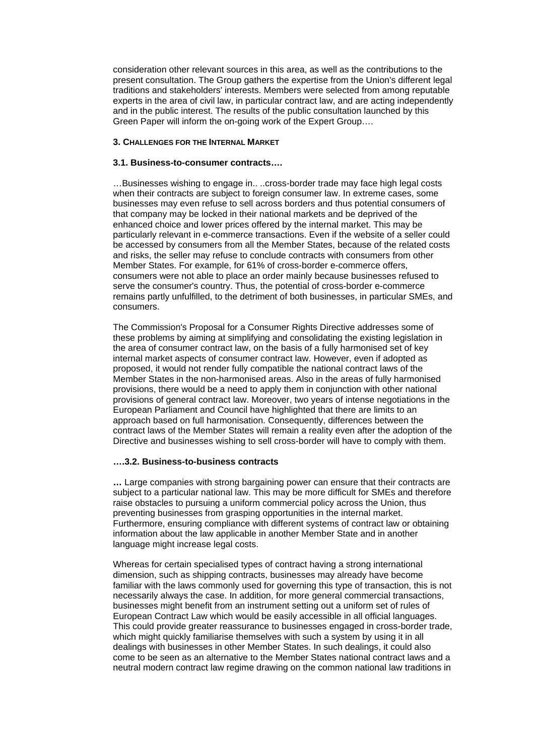consideration other relevant sources in this area, as well as the contributions to the present consultation. The Group gathers the expertise from the Union's different legal traditions and stakeholders' interests. Members were selected from among reputable experts in the area of civil law, in particular contract law, and are acting independently and in the public interest. The results of the public consultation launched by this Green Paper will inform the on-going work of the Expert Group….

### 3. Challenges for the Internal Market

#### 3.1. Business-to-consumer contracts….

…Businesses wishing to engage in.. ..cross-border trade may face high legal costs when their contracts are subject to foreign consumer law. In extreme cases, some businesses may even refuse to sell across borders and thus potential consumers of that company may be locked in their national markets and be deprived of the enhanced choice and lower prices offered by the internal market. This may be particularly relevant in e-commerce transactions. Even if the website of a seller could be accessed by consumers from all the Member States, because of the related costs and risks, the seller may refuse to conclude contracts with consumers from other Member States. For example, for 61% of cross-border e-commerce offers, consumers were not able to place an order mainly because businesses refused to serve the consumer's country. Thus, the potential of cross-border e-commerce remains partly unfulfilled, to the detriment of both businesses, in particular SMEs, and consumers.

The Commission's Proposal for a Consumer Rights Directive addresses some of these problems by aiming at simplifying and consolidating the existing legislation in the area of consumer contract law, on the basis of a fully harmonised set of key internal market aspects of consumer contract law. However, even if adopted as proposed, it would not render fully compatible the national contract laws of the Member States in the non-harmonised areas. Also in the areas of fully harmonised provisions, there would be a need to apply them in conjunction with other national provisions of general contract law. Moreover, two years of intense negotiations in the European Parliament and Council have highlighted that there are limits to an approach based on full harmonisation. Consequently, differences between the contract laws of the Member States will remain a reality even after the adoption of the Directive and businesses wishing to sell cross-border will have to comply with them.

#### ….3.2. Business-to-business contracts

**…** Large companies with strong bargaining power can ensure that their contracts are subject to a particular national law. This may be more difficult for SMEs and therefore raise obstacles to pursuing a uniform commercial policy across the Union, thus preventing businesses from grasping opportunities in the internal market. Furthermore, ensuring compliance with different systems of contract law or obtaining information about the law applicable in another Member State and in another language might increase legal costs.

Whereas for certain specialised types of contract having a strong international dimension, such as shipping contracts, businesses may already have become familiar with the laws commonly used for governing this type of transaction, this is not necessarily always the case. In addition, for more general commercial transactions, businesses might benefit from an instrument setting out a uniform set of rules of European Contract Law which would be easily accessible in all official languages. This could provide greater reassurance to businesses engaged in cross-border trade, which might quickly familiarise themselves with such a system by using it in all dealings with businesses in other Member States. In such dealings, it could also come to be seen as an alternative to the Member States national contract laws and a neutral modern contract law regime drawing on the common national law traditions in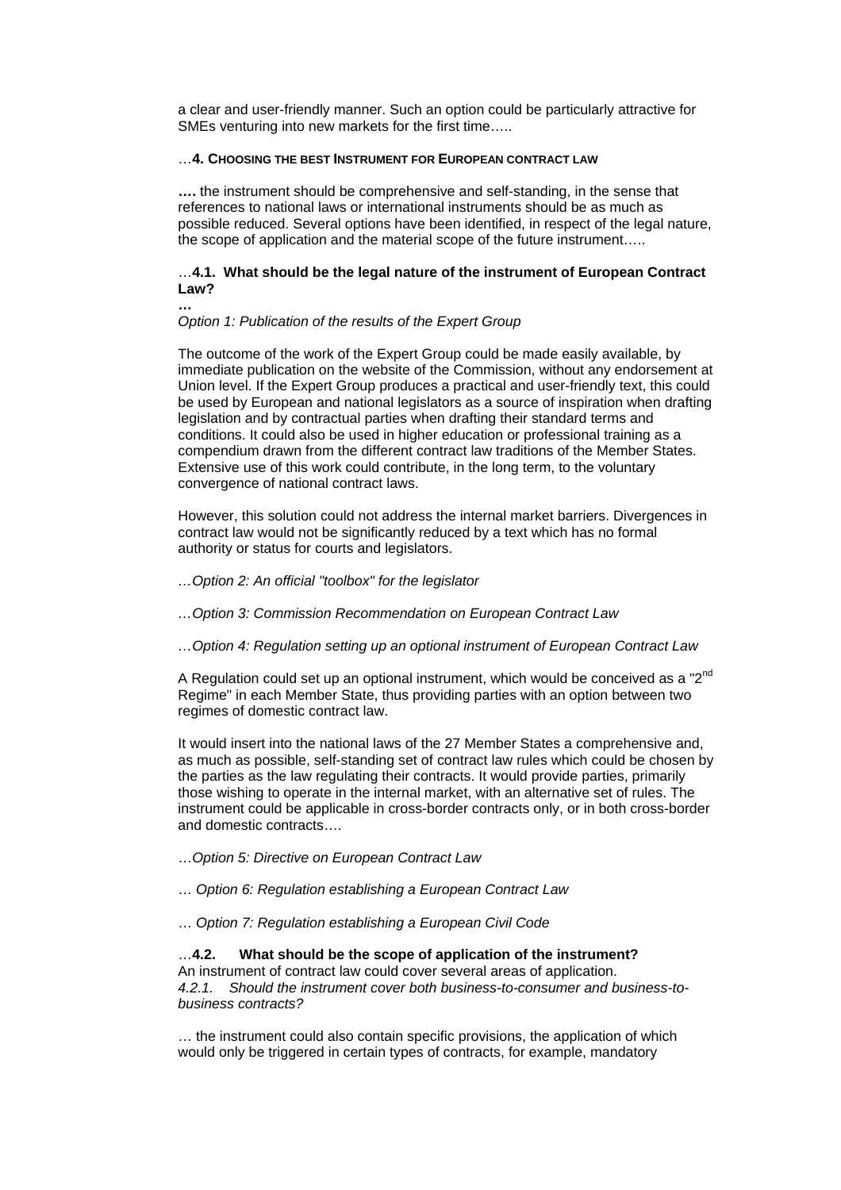a clear and user-friendly manner. Such an option could be particularly attractive for SMEs venturing into new markets for the first time…..

…**4. CHOOSING THE BEST INSTRUMENT FOR EUROPEAN CONTRACT LAW**

**….** the instrument should be comprehensive and self-standing, in the sense that references to national laws or international instruments should be as much as possible reduced. Several options have been identified, in respect of the legal nature, the scope of application and the material scope of the future instrument…..

…**4.1. What should be the legal nature of the instrument of European Contract Law?**

**…**

*Option 1: Publication of the results of the Expert Group*

The outcome of the work of the Expert Group could be made easily available, by immediate publication on the website of the Commission, without any endorsement at Union level. If the Expert Group produces a practical and user-friendly text, this could be used by European and national legislators as a source of inspiration when drafting legislation and by contractual parties when drafting their standard terms and conditions. It could also be used in higher education or professional training as a compendium drawn from the different contract law traditions of the Member States. Extensive use of this work could contribute, in the long term, to the voluntary convergence of national contract laws.

However, this solution could not address the internal market barriers. Divergences in contract law would not be significantly reduced by a text which has no formal authority or status for courts and legislators.

*…Option 2: An official "toolbox" for the legislator*

*…Option 3: Commission Recommendation on European Contract Law*

*…Option 4: Regulation setting up an optional instrument of European Contract Law*

A Regulation could set up an optional instrument, which would be conceived as a "2nd Regime" in each Member State, thus providing parties with an option between two regimes of domestic contract law.

It would insert into the national laws of the 27 Member States a comprehensive and, as much as possible, self-standing set of contract law rules which could be chosen by the parties as the law regulating their contracts. It would provide parties, primarily those wishing to operate in the internal market, with an alternative set of rules. The instrument could be applicable in cross-border contracts only, or in both cross-border and domestic contracts….

*…Option 5: Directive on European Contract Law*

*… Option 6: Regulation establishing a European Contract Law*

*… Option 7: Regulation establishing a European Civil Code*

…**4.2. What should be the scope of application of the instrument?**

An instrument of contract law could cover several areas of application.

*4.2.1. Should the instrument cover both business-to-consumer and business-to-business contracts?*

… the instrument could also contain specific provisions, the application of which would only be triggered in certain types of contracts, for example, mandatory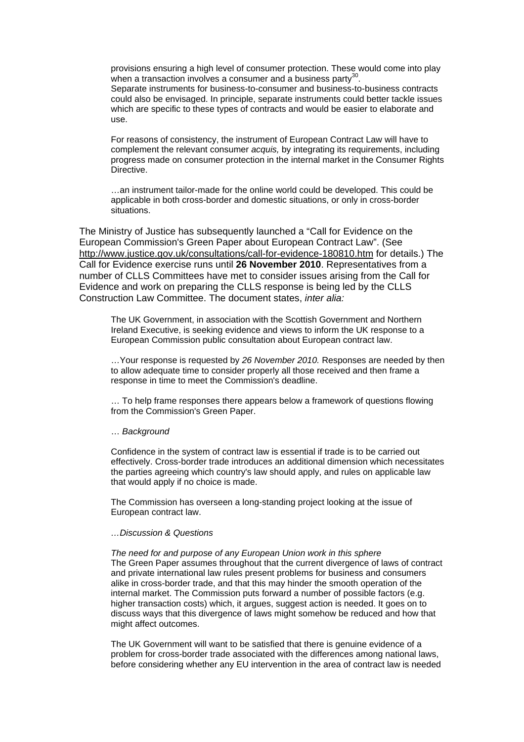> provisions ensuring a high level of consumer protection. These would come into play when a transaction involves a consumer and a business party[30].
> Separate instruments for business-to-consumer and business-to-business contracts could also be envisaged. In principle, separate instruments could better tackle issues which are specific to these types of contracts and would be easier to elaborate and use.
>
> For reasons of consistency, the instrument of European Contract Law will have to complement the relevant consumer *acquis,* by integrating its requirements, including progress made on consumer protection in the internal market in the Consumer Rights Directive.
>
> …an instrument tailor-made for the online world could be developed. This could be applicable in both cross-border and domestic situations, or only in cross-border situations.

The Ministry of Justice has subsequently launched a "Call for Evidence on the European Commission's Green Paper about European Contract Law". (See http://www.justice.gov.uk/consultations/call-for-evidence-180810.htm for details.) The Call for Evidence exercise runs until **26 November 2010**. Representatives from a number of CLLS Committees have met to consider issues arising from the Call for Evidence and work on preparing the CLLS response is being led by the CLLS Construction Law Committee. The document states, *inter alia:*

> The UK Government, in association with the Scottish Government and Northern Ireland Executive, is seeking evidence and views to inform the UK response to a European Commission public consultation about European contract law.
>
> …Your response is requested by *26 November 2010.* Responses are needed by then to allow adequate time to consider properly all those received and then frame a response in time to meet the Commission's deadline.
>
> … To help frame responses there appears below a framework of questions flowing from the Commission's Green Paper.
>
> … *Background*
>
> Confidence in the system of contract law is essential if trade is to be carried out effectively. Cross-border trade introduces an additional dimension which necessitates the parties agreeing which country's law should apply, and rules on applicable law that would apply if no choice is made.
>
> The Commission has overseen a long-standing project looking at the issue of European contract law.
>
> *…Discussion & Questions*
>
> *The need for and purpose of any European Union work in this sphere*
> The Green Paper assumes throughout that the current divergence of laws of contract and private international law rules present problems for business and consumers alike in cross-border trade, and that this may hinder the smooth operation of the internal market. The Commission puts forward a number of possible factors (e.g. higher transaction costs) which, it argues, suggest action is needed. It goes on to discuss ways that this divergence of laws might somehow be reduced and how that might affect outcomes.
>
> The UK Government will want to be satisfied that there is genuine evidence of a problem for cross-border trade associated with the differences among national laws, before considering whether any EU intervention in the area of contract law is needed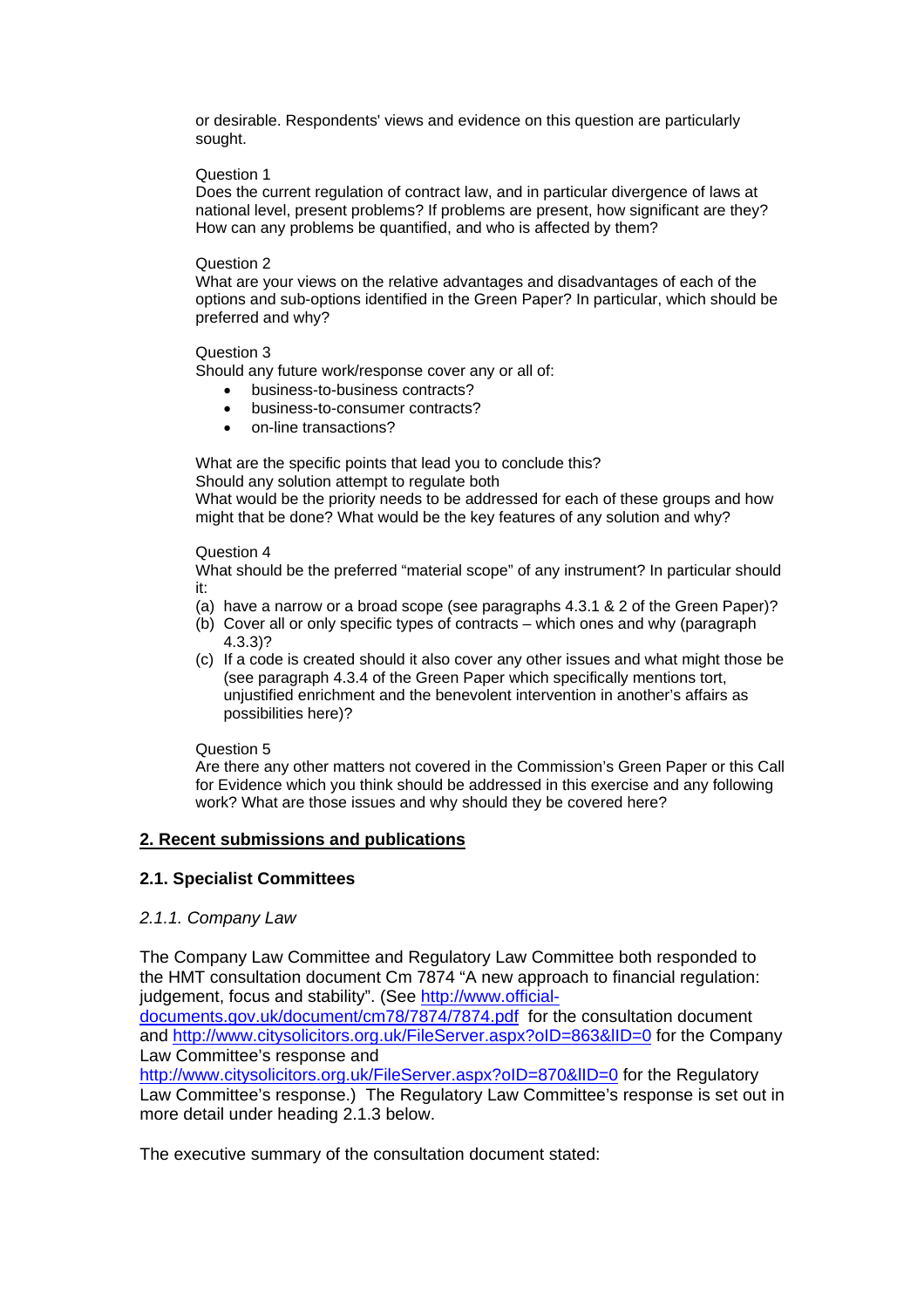or desirable. Respondents' views and evidence on this question are particularly sought.

Question 1
Does the current regulation of contract law, and in particular divergence of laws at national level, present problems? If problems are present, how significant are they? How can any problems be quantified, and who is affected by them?

Question 2
What are your views on the relative advantages and disadvantages of each of the options and sub-options identified in the Green Paper? In particular, which should be preferred and why?

Question 3
Should any future work/response cover any or all of:

- business-to-business contracts?
- business-to-consumer contracts?
- on-line transactions?

What are the specific points that lead you to conclude this?
Should any solution attempt to regulate both
What would be the priority needs to be addressed for each of these groups and how might that be done? What would be the key features of any solution and why?

Question 4
What should be the preferred "material scope" of any instrument? In particular should it:

(a) have a narrow or a broad scope (see paragraphs 4.3.1 & 2 of the Green Paper)?
(b) Cover all or only specific types of contracts – which ones and why (paragraph 4.3.3)?
(c) If a code is created should it also cover any other issues and what might those be (see paragraph 4.3.4 of the Green Paper which specifically mentions tort, unjustified enrichment and the benevolent intervention in another's affairs as possibilities here)?

Question 5
Are there any other matters not covered in the Commission's Green Paper or this Call for Evidence which you think should be addressed in this exercise and any following work? What are those issues and why should they be covered here?

## 2. Recent submissions and publications

### 2.1. Specialist Committees

#### *2.1.1. Company Law*

The Company Law Committee and Regulatory Law Committee both responded to the HMT consultation document Cm 7874 "A new approach to financial regulation: judgement, focus and stability". (See http://www.official-documents.gov.uk/document/cm78/7874/7874.pdf for the consultation document and http://www.citysolicitors.org.uk/FileServer.aspx?oID=863&lID=0 for the Company Law Committee's response and http://www.citysolicitors.org.uk/FileServer.aspx?oID=870&lID=0 for the Regulatory Law Committee's response.) The Regulatory Law Committee's response is set out in more detail under heading 2.1.3 below.

The executive summary of the consultation document stated: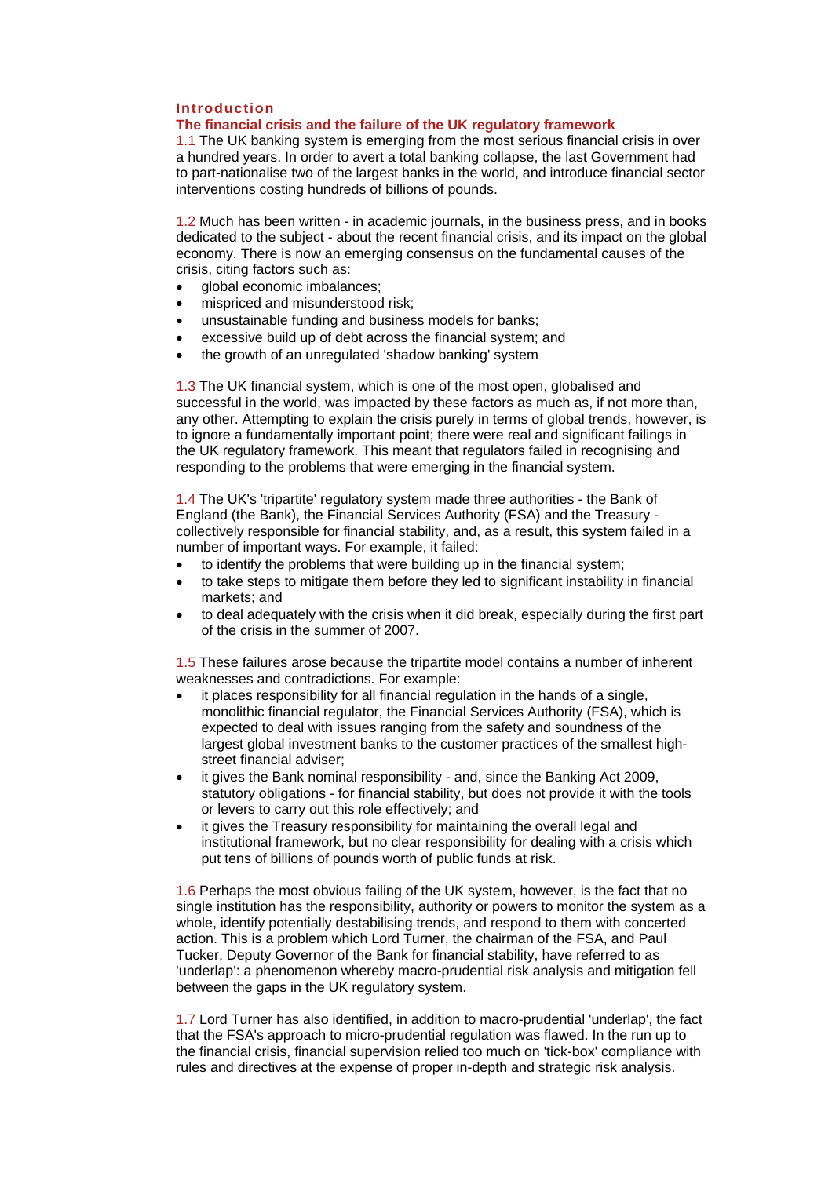## Introduction

### The financial crisis and the failure of the UK regulatory framework

1.1 The UK banking system is emerging from the most serious financial crisis in over a hundred years. In order to avert a total banking collapse, the last Government had to part-nationalise two of the largest banks in the world, and introduce financial sector interventions costing hundreds of billions of pounds.

1.2 Much has been written - in academic journals, in the business press, and in books dedicated to the subject - about the recent financial crisis, and its impact on the global economy. There is now an emerging consensus on the fundamental causes of the crisis, citing factors such as:

- global economic imbalances;
- mispriced and misunderstood risk;
- unsustainable funding and business models for banks;
- excessive build up of debt across the financial system; and
- the growth of an unregulated 'shadow banking' system

1.3 The UK financial system, which is one of the most open, globalised and successful in the world, was impacted by these factors as much as, if not more than, any other. Attempting to explain the crisis purely in terms of global trends, however, is to ignore a fundamentally important point; there were real and significant failings in the UK regulatory framework. This meant that regulators failed in recognising and responding to the problems that were emerging in the financial system.

1.4 The UK's 'tripartite' regulatory system made three authorities - the Bank of England (the Bank), the Financial Services Authority (FSA) and the Treasury - collectively responsible for financial stability, and, as a result, this system failed in a number of important ways. For example, it failed:

- to identify the problems that were building up in the financial system;
- to take steps to mitigate them before they led to significant instability in financial markets; and
- to deal adequately with the crisis when it did break, especially during the first part of the crisis in the summer of 2007.

1.5 These failures arose because the tripartite model contains a number of inherent weaknesses and contradictions. For example:

- it places responsibility for all financial regulation in the hands of a single, monolithic financial regulator, the Financial Services Authority (FSA), which is expected to deal with issues ranging from the safety and soundness of the largest global investment banks to the customer practices of the smallest high-street financial adviser;
- it gives the Bank nominal responsibility - and, since the Banking Act 2009, statutory obligations - for financial stability, but does not provide it with the tools or levers to carry out this role effectively; and
- it gives the Treasury responsibility for maintaining the overall legal and institutional framework, but no clear responsibility for dealing with a crisis which put tens of billions of pounds worth of public funds at risk.

1.6 Perhaps the most obvious failing of the UK system, however, is the fact that no single institution has the responsibility, authority or powers to monitor the system as a whole, identify potentially destabilising trends, and respond to them with concerted action. This is a problem which Lord Turner, the chairman of the FSA, and Paul Tucker, Deputy Governor of the Bank for financial stability, have referred to as 'underlap': a phenomenon whereby macro-prudential risk analysis and mitigation fell between the gaps in the UK regulatory system.

1.7 Lord Turner has also identified, in addition to macro-prudential 'underlap', the fact that the FSA's approach to micro-prudential regulation was flawed. In the run up to the financial crisis, financial supervision relied too much on 'tick-box' compliance with rules and directives at the expense of proper in-depth and strategic risk analysis.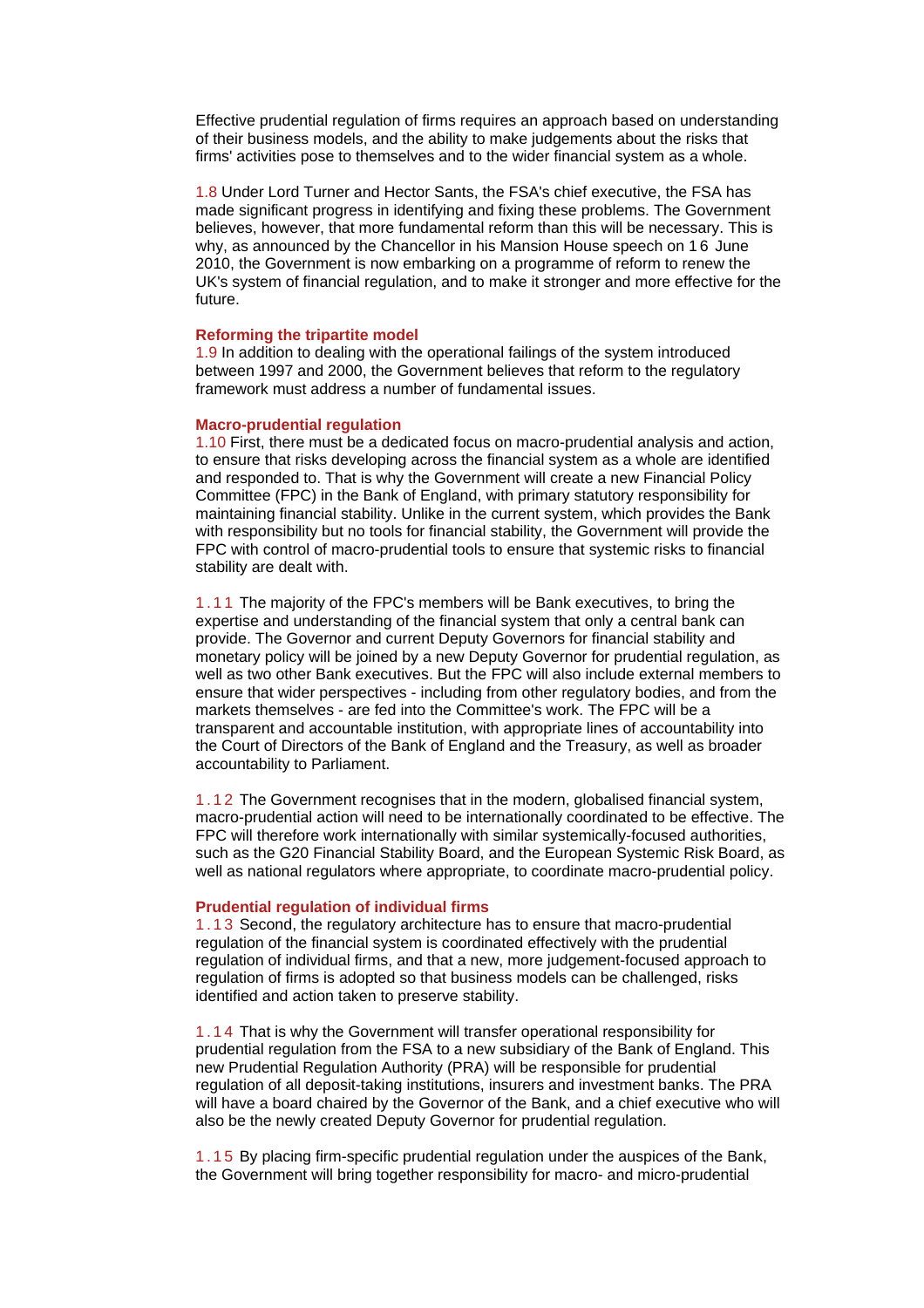Effective prudential regulation of firms requires an approach based on understanding of their business models, and the ability to make judgements about the risks that firms' activities pose to themselves and to the wider financial system as a whole.

1.8 Under Lord Turner and Hector Sants, the FSA's chief executive, the FSA has made significant progress in identifying and fixing these problems. The Government believes, however, that more fundamental reform than this will be necessary. This is why, as announced by the Chancellor in his Mansion House speech on 16 June 2010, the Government is now embarking on a programme of reform to renew the UK's system of financial regulation, and to make it stronger and more effective for the future.

### Reforming the tripartite model

1.9 In addition to dealing with the operational failings of the system introduced between 1997 and 2000, the Government believes that reform to the regulatory framework must address a number of fundamental issues.

### Macro-prudential regulation

1.10 First, there must be a dedicated focus on macro-prudential analysis and action, to ensure that risks developing across the financial system as a whole are identified and responded to. That is why the Government will create a new Financial Policy Committee (FPC) in the Bank of England, with primary statutory responsibility for maintaining financial stability. Unlike in the current system, which provides the Bank with responsibility but no tools for financial stability, the Government will provide the FPC with control of macro-prudential tools to ensure that systemic risks to financial stability are dealt with.

1.11 The majority of the FPC's members will be Bank executives, to bring the expertise and understanding of the financial system that only a central bank can provide. The Governor and current Deputy Governors for financial stability and monetary policy will be joined by a new Deputy Governor for prudential regulation, as well as two other Bank executives. But the FPC will also include external members to ensure that wider perspectives - including from other regulatory bodies, and from the markets themselves - are fed into the Committee's work. The FPC will be a transparent and accountable institution, with appropriate lines of accountability into the Court of Directors of the Bank of England and the Treasury, as well as broader accountability to Parliament.

1.12 The Government recognises that in the modern, globalised financial system, macro-prudential action will need to be internationally coordinated to be effective. The FPC will therefore work internationally with similar systemically-focused authorities, such as the G20 Financial Stability Board, and the European Systemic Risk Board, as well as national regulators where appropriate, to coordinate macro-prudential policy.

### Prudential regulation of individual firms

1.13 Second, the regulatory architecture has to ensure that macro-prudential regulation of the financial system is coordinated effectively with the prudential regulation of individual firms, and that a new, more judgement-focused approach to regulation of firms is adopted so that business models can be challenged, risks identified and action taken to preserve stability.

1.14 That is why the Government will transfer operational responsibility for prudential regulation from the FSA to a new subsidiary of the Bank of England. This new Prudential Regulation Authority (PRA) will be responsible for prudential regulation of all deposit-taking institutions, insurers and investment banks. The PRA will have a board chaired by the Governor of the Bank, and a chief executive who will also be the newly created Deputy Governor for prudential regulation.

1.15 By placing firm-specific prudential regulation under the auspices of the Bank, the Government will bring together responsibility for macro- and micro-prudential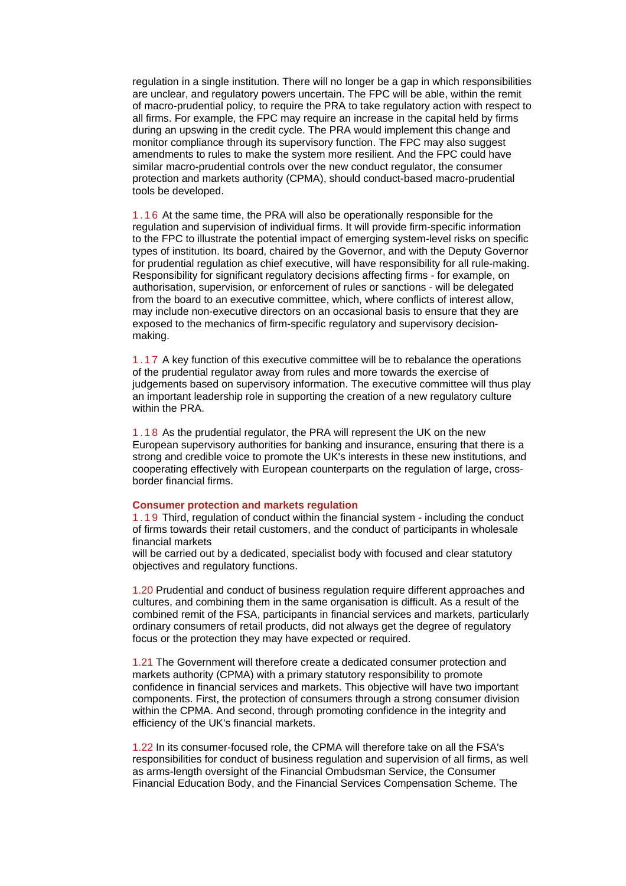regulation in a single institution. There will no longer be a gap in which responsibilities are unclear, and regulatory powers uncertain. The FPC will be able, within the remit of macro-prudential policy, to require the PRA to take regulatory action with respect to all firms. For example, the FPC may require an increase in the capital held by firms during an upswing in the credit cycle. The PRA would implement this change and monitor compliance through its supervisory function. The FPC may also suggest amendments to rules to make the system more resilient. And the FPC could have similar macro-prudential controls over the new conduct regulator, the consumer protection and markets authority (CPMA), should conduct-based macro-prudential tools be developed.

1.16 At the same time, the PRA will also be operationally responsible for the regulation and supervision of individual firms. It will provide firm-specific information to the FPC to illustrate the potential impact of emerging system-level risks on specific types of institution. Its board, chaired by the Governor, and with the Deputy Governor for prudential regulation as chief executive, will have responsibility for all rule-making. Responsibility for significant regulatory decisions affecting firms - for example, on authorisation, supervision, or enforcement of rules or sanctions - will be delegated from the board to an executive committee, which, where conflicts of interest allow, may include non-executive directors on an occasional basis to ensure that they are exposed to the mechanics of firm-specific regulatory and supervisory decision-making.

1.17 A key function of this executive committee will be to rebalance the operations of the prudential regulator away from rules and more towards the exercise of judgements based on supervisory information. The executive committee will thus play an important leadership role in supporting the creation of a new regulatory culture within the PRA.

1.18 As the prudential regulator, the PRA will represent the UK on the new European supervisory authorities for banking and insurance, ensuring that there is a strong and credible voice to promote the UK's interests in these new institutions, and cooperating effectively with European counterparts on the regulation of large, cross-border financial firms.

**Consumer protection and markets regulation**

1.19 Third, regulation of conduct within the financial system - including the conduct of firms towards their retail customers, and the conduct of participants in wholesale financial markets
will be carried out by a dedicated, specialist body with focused and clear statutory objectives and regulatory functions.

1.20 Prudential and conduct of business regulation require different approaches and cultures, and combining them in the same organisation is difficult. As a result of the combined remit of the FSA, participants in financial services and markets, particularly ordinary consumers of retail products, did not always get the degree of regulatory focus or the protection they may have expected or required.

1.21 The Government will therefore create a dedicated consumer protection and markets authority (CPMA) with a primary statutory responsibility to promote confidence in financial services and markets. This objective will have two important components. First, the protection of consumers through a strong consumer division within the CPMA. And second, through promoting confidence in the integrity and efficiency of the UK's financial markets.

1.22 In its consumer-focused role, the CPMA will therefore take on all the FSA's responsibilities for conduct of business regulation and supervision of all firms, as well as arms-length oversight of the Financial Ombudsman Service, the Consumer Financial Education Body, and the Financial Services Compensation Scheme. The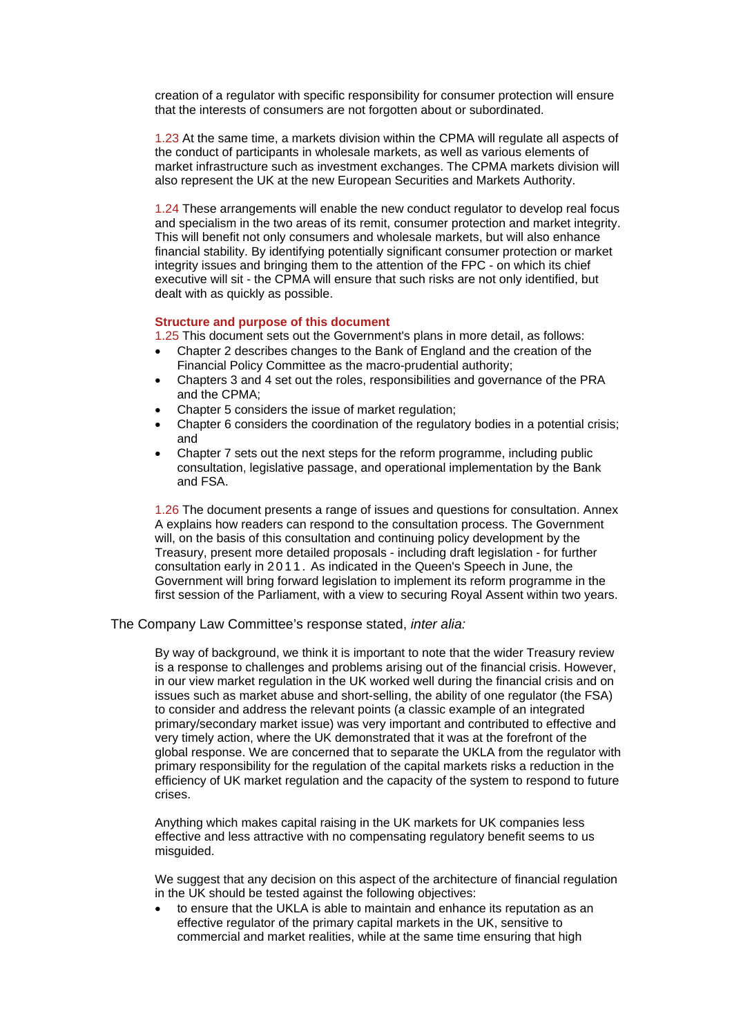creation of a regulator with specific responsibility for consumer protection will ensure that the interests of consumers are not forgotten about or subordinated.

1.23 At the same time, a markets division within the CPMA will regulate all aspects of the conduct of participants in wholesale markets, as well as various elements of market infrastructure such as investment exchanges. The CPMA markets division will also represent the UK at the new European Securities and Markets Authority.

1.24 These arrangements will enable the new conduct regulator to develop real focus and specialism in the two areas of its remit, consumer protection and market integrity. This will benefit not only consumers and wholesale markets, but will also enhance financial stability. By identifying potentially significant consumer protection or market integrity issues and bringing them to the attention of the FPC - on which its chief executive will sit - the CPMA will ensure that such risks are not only identified, but dealt with as quickly as possible.

**Structure and purpose of this document**

1.25 This document sets out the Government's plans in more detail, as follows:

- Chapter 2 describes changes to the Bank of England and the creation of the Financial Policy Committee as the macro-prudential authority;
- Chapters 3 and 4 set out the roles, responsibilities and governance of the PRA and the CPMA;
- Chapter 5 considers the issue of market regulation;
- Chapter 6 considers the coordination of the regulatory bodies in a potential crisis; and
- Chapter 7 sets out the next steps for the reform programme, including public consultation, legislative passage, and operational implementation by the Bank and FSA.

1.26 The document presents a range of issues and questions for consultation. Annex A explains how readers can respond to the consultation process. The Government will, on the basis of this consultation and continuing policy development by the Treasury, present more detailed proposals - including draft legislation - for further consultation early in 2011. As indicated in the Queen's Speech in June, the Government will bring forward legislation to implement its reform programme in the first session of the Parliament, with a view to securing Royal Assent within two years.

The Company Law Committee's response stated, *inter alia:*

By way of background, we think it is important to note that the wider Treasury review is a response to challenges and problems arising out of the financial crisis. However, in our view market regulation in the UK worked well during the financial crisis and on issues such as market abuse and short-selling, the ability of one regulator (the FSA) to consider and address the relevant points (a classic example of an integrated primary/secondary market issue) was very important and contributed to effective and very timely action, where the UK demonstrated that it was at the forefront of the global response. We are concerned that to separate the UKLA from the regulator with primary responsibility for the regulation of the capital markets risks a reduction in the efficiency of UK market regulation and the capacity of the system to respond to future crises.

Anything which makes capital raising in the UK markets for UK companies less effective and less attractive with no compensating regulatory benefit seems to us misguided.

We suggest that any decision on this aspect of the architecture of financial regulation in the UK should be tested against the following objectives:

- to ensure that the UKLA is able to maintain and enhance its reputation as an effective regulator of the primary capital markets in the UK, sensitive to commercial and market realities, while at the same time ensuring that high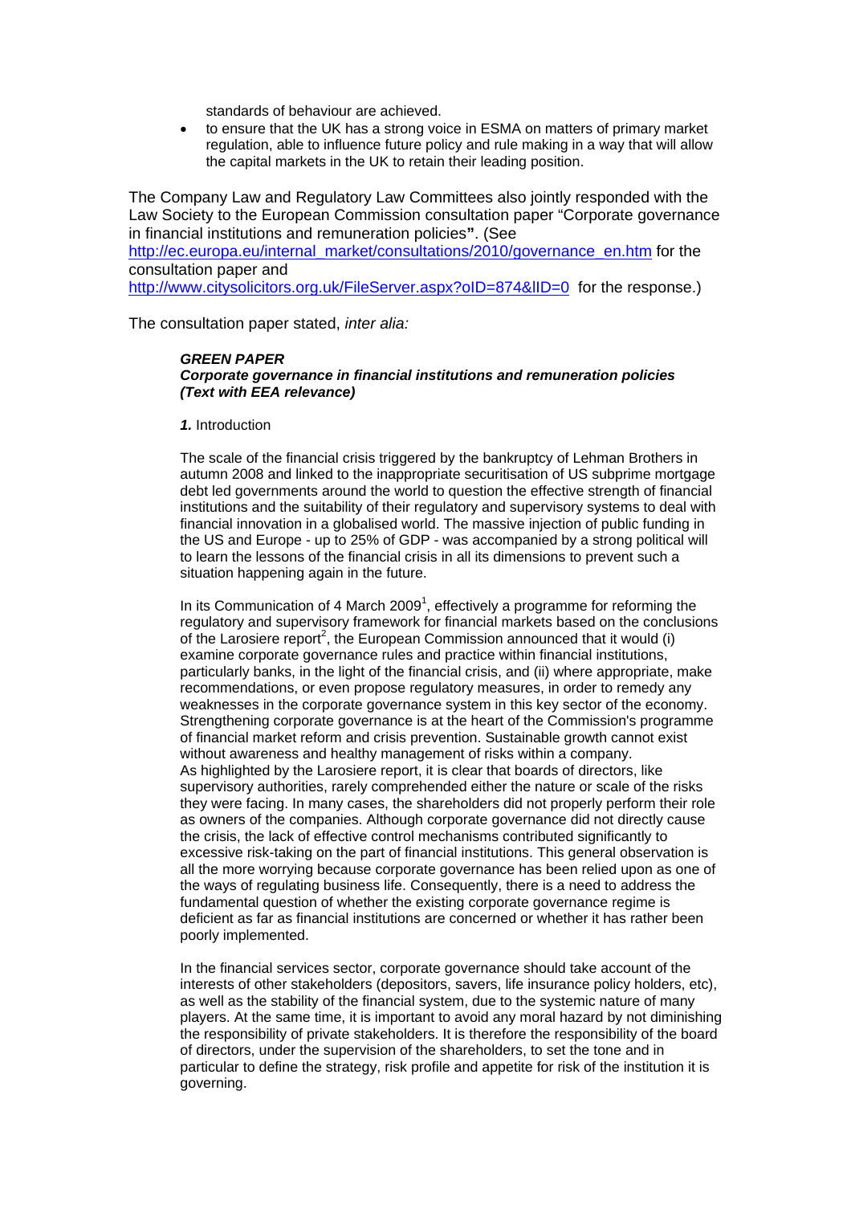standards of behaviour are achieved.

- to ensure that the UK has a strong voice in ESMA on matters of primary market regulation, able to influence future policy and rule making in a way that will allow the capital markets in the UK to retain their leading position.

The Company Law and Regulatory Law Committees also jointly responded with the Law Society to the European Commission consultation paper "Corporate governance in financial institutions and remuneration policies**"**. (See http://ec.europa.eu/internal_market/consultations/2010/governance_en.htm for the consultation paper and http://www.citysolicitors.org.uk/FileServer.aspx?oID=874&lID=0 for the response.)

The consultation paper stated, *inter alia:*

***GREEN PAPER***
***Corporate governance in financial institutions and remuneration policies***
***(Text with EEA relevance)***

***1.*** Introduction

The scale of the financial crisis triggered by the bankruptcy of Lehman Brothers in autumn 2008 and linked to the inappropriate securitisation of US subprime mortgage debt led governments around the world to question the effective strength of financial institutions and the suitability of their regulatory and supervisory systems to deal with financial innovation in a globalised world. The massive injection of public funding in the US and Europe - up to 25% of GDP - was accompanied by a strong political will to learn the lessons of the financial crisis in all its dimensions to prevent such a situation happening again in the future.

In its Communication of 4 March 2009[1], effectively a programme for reforming the regulatory and supervisory framework for financial markets based on the conclusions of the Larosiere report[2], the European Commission announced that it would (i) examine corporate governance rules and practice within financial institutions, particularly banks, in the light of the financial crisis, and (ii) where appropriate, make recommendations, or even propose regulatory measures, in order to remedy any weaknesses in the corporate governance system in this key sector of the economy. Strengthening corporate governance is at the heart of the Commission's programme of financial market reform and crisis prevention. Sustainable growth cannot exist without awareness and healthy management of risks within a company.
As highlighted by the Larosiere report, it is clear that boards of directors, like supervisory authorities, rarely comprehended either the nature or scale of the risks they were facing. In many cases, the shareholders did not properly perform their role as owners of the companies. Although corporate governance did not directly cause the crisis, the lack of effective control mechanisms contributed significantly to excessive risk-taking on the part of financial institutions. This general observation is all the more worrying because corporate governance has been relied upon as one of the ways of regulating business life. Consequently, there is a need to address the fundamental question of whether the existing corporate governance regime is deficient as far as financial institutions are concerned or whether it has rather been poorly implemented.

In the financial services sector, corporate governance should take account of the interests of other stakeholders (depositors, savers, life insurance policy holders, etc), as well as the stability of the financial system, due to the systemic nature of many players. At the same time, it is important to avoid any moral hazard by not diminishing the responsibility of private stakeholders. It is therefore the responsibility of the board of directors, under the supervision of the shareholders, to set the tone and in particular to define the strategy, risk profile and appetite for risk of the institution it is governing.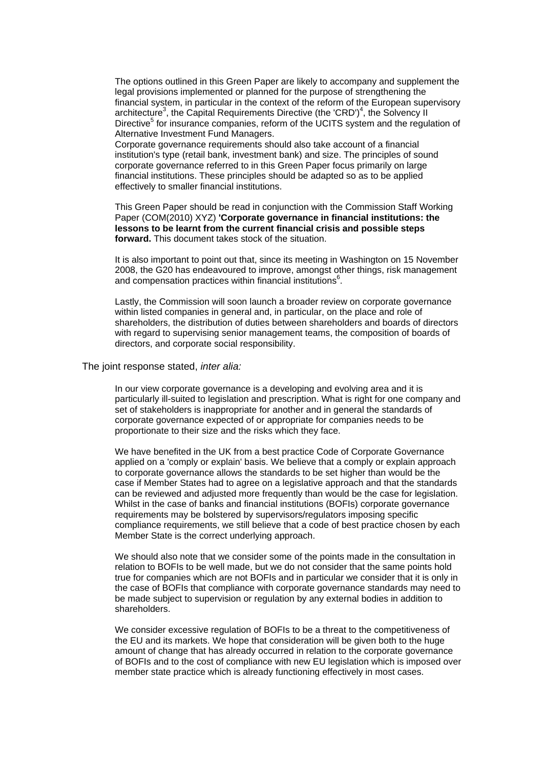The options outlined in this Green Paper are likely to accompany and supplement the legal provisions implemented or planned for the purpose of strengthening the financial system, in particular in the context of the reform of the European supervisory architecture[3], the Capital Requirements Directive (the 'CRD')[4], the Solvency II Directive[5] for insurance companies, reform of the UCITS system and the regulation of Alternative Investment Fund Managers.
Corporate governance requirements should also take account of a financial institution's type (retail bank, investment bank) and size. The principles of sound corporate governance referred to in this Green Paper focus primarily on large financial institutions. These principles should be adapted so as to be applied effectively to smaller financial institutions.

This Green Paper should be read in conjunction with the Commission Staff Working Paper (COM(2010) XYZ) **'Corporate governance in financial institutions: the lessons to be learnt from the current financial crisis and possible steps forward.** This document takes stock of the situation.

It is also important to point out that, since its meeting in Washington on 15 November 2008, the G20 has endeavoured to improve, amongst other things, risk management and compensation practices within financial institutions[6].

Lastly, the Commission will soon launch a broader review on corporate governance within listed companies in general and, in particular, on the place and role of shareholders, the distribution of duties between shareholders and boards of directors with regard to supervising senior management teams, the composition of boards of directors, and corporate social responsibility.

The joint response stated, *inter alia:*

In our view corporate governance is a developing and evolving area and it is particularly ill-suited to legislation and prescription. What is right for one company and set of stakeholders is inappropriate for another and in general the standards of corporate governance expected of or appropriate for companies needs to be proportionate to their size and the risks which they face.

We have benefited in the UK from a best practice Code of Corporate Governance applied on a 'comply or explain' basis. We believe that a comply or explain approach to corporate governance allows the standards to be set higher than would be the case if Member States had to agree on a legislative approach and that the standards can be reviewed and adjusted more frequently than would be the case for legislation. Whilst in the case of banks and financial institutions (BOFIs) corporate governance requirements may be bolstered by supervisors/regulators imposing specific compliance requirements, we still believe that a code of best practice chosen by each Member State is the correct underlying approach.

We should also note that we consider some of the points made in the consultation in relation to BOFIs to be well made, but we do not consider that the same points hold true for companies which are not BOFIs and in particular we consider that it is only in the case of BOFIs that compliance with corporate governance standards may need to be made subject to supervision or regulation by any external bodies in addition to shareholders.

We consider excessive regulation of BOFIs to be a threat to the competitiveness of the EU and its markets. We hope that consideration will be given both to the huge amount of change that has already occurred in relation to the corporate governance of BOFIs and to the cost of compliance with new EU legislation which is imposed over member state practice which is already functioning effectively in most cases.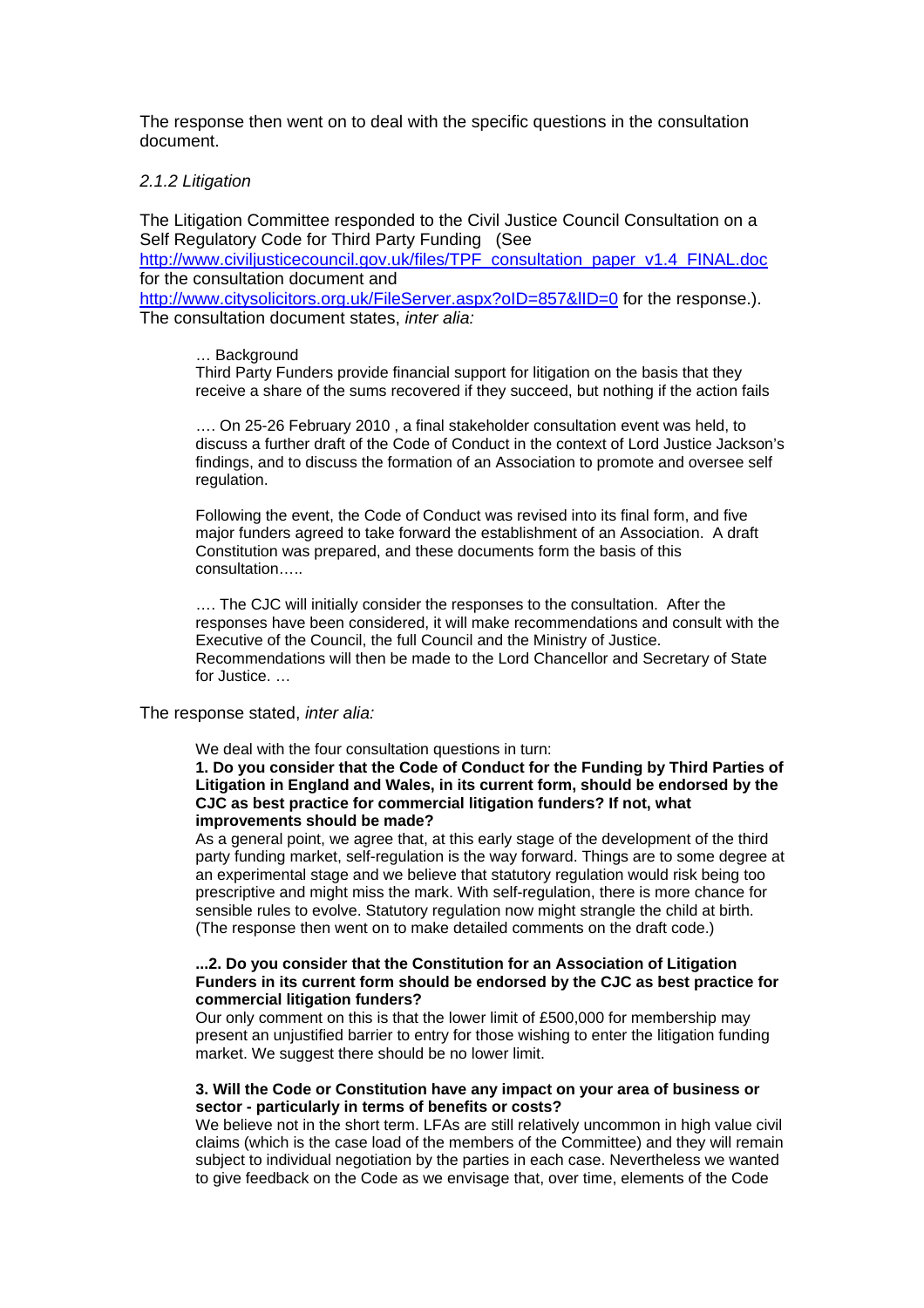The response then went on to deal with the specific questions in the consultation document.

*2.1.2 Litigation*

The Litigation Committee responded to the Civil Justice Council Consultation on a Self Regulatory Code for Third Party Funding (See http://www.civiljusticecouncil.gov.uk/files/TPF_consultation_paper_v1.4_FINAL.doc for the consultation document and http://www.citysolicitors.org.uk/FileServer.aspx?oID=857&lID=0 for the response.). The consultation document states, *inter alia:*

> … Background
> Third Party Funders provide financial support for litigation on the basis that they receive a share of the sums recovered if they succeed, but nothing if the action fails
>
> …. On 25-26 February 2010 , a final stakeholder consultation event was held, to discuss a further draft of the Code of Conduct in the context of Lord Justice Jackson's findings, and to discuss the formation of an Association to promote and oversee self regulation.
>
> Following the event, the Code of Conduct was revised into its final form, and five major funders agreed to take forward the establishment of an Association. A draft Constitution was prepared, and these documents form the basis of this consultation…..
>
> …. The CJC will initially consider the responses to the consultation. After the responses have been considered, it will make recommendations and consult with the Executive of the Council, the full Council and the Ministry of Justice. Recommendations will then be made to the Lord Chancellor and Secretary of State for Justice. …

The response stated, *inter alia:*

> We deal with the four consultation questions in turn:
> **1. Do you consider that the Code of Conduct for the Funding by Third Parties of Litigation in England and Wales, in its current form, should be endorsed by the CJC as best practice for commercial litigation funders? If not, what improvements should be made?**
> As a general point, we agree that, at this early stage of the development of the third party funding market, self-regulation is the way forward. Things are to some degree at an experimental stage and we believe that statutory regulation would risk being too prescriptive and might miss the mark. With self-regulation, there is more chance for sensible rules to evolve. Statutory regulation now might strangle the child at birth. (The response then went on to make detailed comments on the draft code.)
>
> **...2. Do you consider that the Constitution for an Association of Litigation Funders in its current form should be endorsed by the CJC as best practice for commercial litigation funders?**
> Our only comment on this is that the lower limit of £500,000 for membership may present an unjustified barrier to entry for those wishing to enter the litigation funding market. We suggest there should be no lower limit.
>
> **3. Will the Code or Constitution have any impact on your area of business or sector - particularly in terms of benefits or costs?**
> We believe not in the short term. LFAs are still relatively uncommon in high value civil claims (which is the case load of the members of the Committee) and they will remain subject to individual negotiation by the parties in each case. Nevertheless we wanted to give feedback on the Code as we envisage that, over time, elements of the Code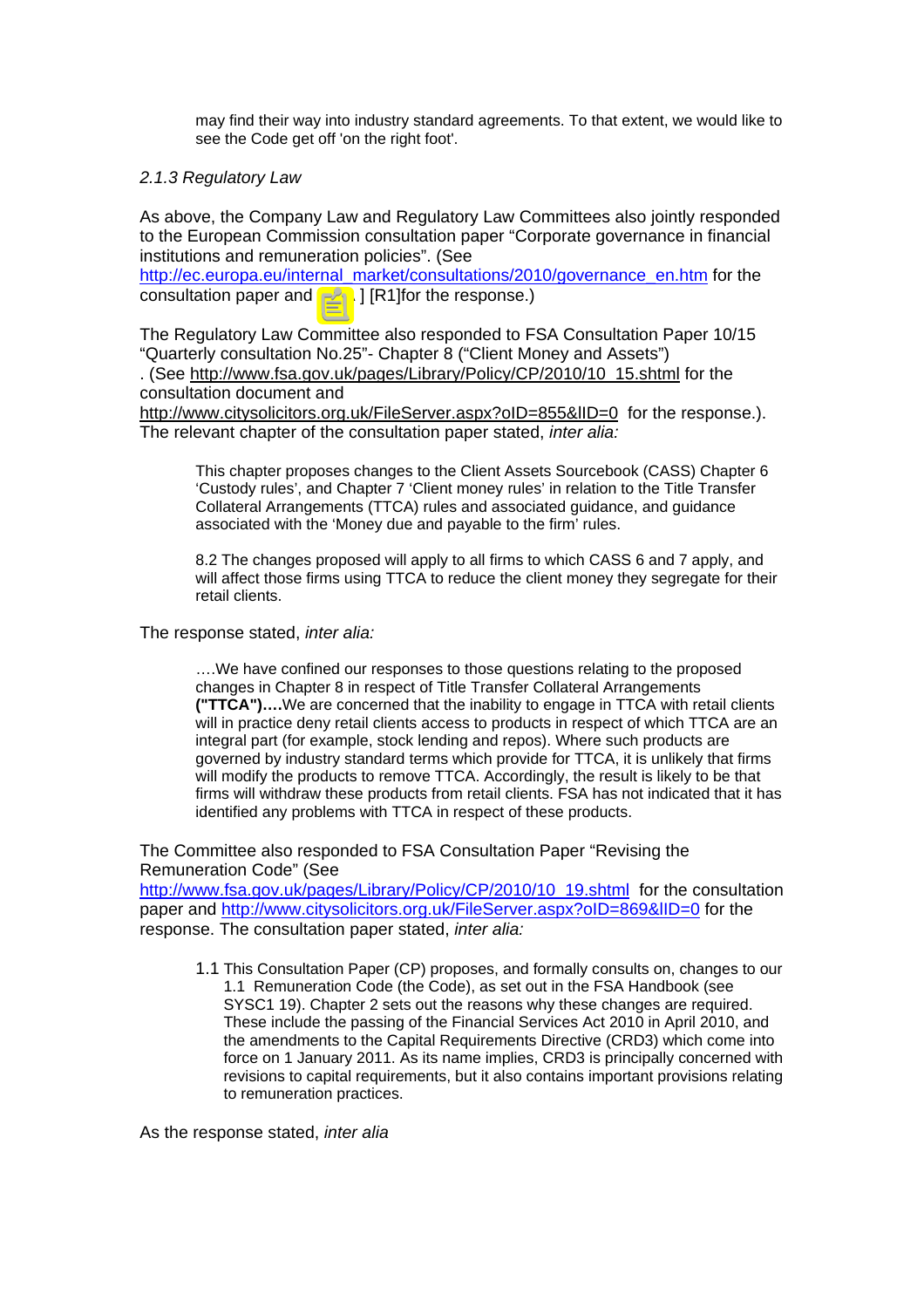may find their way into industry standard agreements. To that extent, we would like to see the Code get off 'on the right foot'.

*2.1.3 Regulatory Law*

As above, the Company Law and Regulatory Law Committees also jointly responded to the European Commission consultation paper "Corporate governance in financial institutions and remuneration policies". (See http://ec.europa.eu/internal_market/consultations/2010/governance_en.htm for the consultation paper and ] [R1]for the response.)

The Regulatory Law Committee also responded to FSA Consultation Paper 10/15 "Quarterly consultation No.25"- Chapter 8 ("Client Money and Assets") . (See http://www.fsa.gov.uk/pages/Library/Policy/CP/2010/10_15.shtml for the consultation document and http://www.citysolicitors.org.uk/FileServer.aspx?oID=855&lID=0 for the response.). The relevant chapter of the consultation paper stated, *inter alia:*

> This chapter proposes changes to the Client Assets Sourcebook (CASS) Chapter 6 'Custody rules', and Chapter 7 'Client money rules' in relation to the Title Transfer Collateral Arrangements (TTCA) rules and associated guidance, and guidance associated with the 'Money due and payable to the firm' rules.
>
> 8.2 The changes proposed will apply to all firms to which CASS 6 and 7 apply, and will affect those firms using TTCA to reduce the client money they segregate for their retail clients.

The response stated, *inter alia:*

> ….We have confined our responses to those questions relating to the proposed changes in Chapter 8 in respect of Title Transfer Collateral Arrangements **("TTCA")….**We are concerned that the inability to engage in TTCA with retail clients will in practice deny retail clients access to products in respect of which TTCA are an integral part (for example, stock lending and repos). Where such products are governed by industry standard terms which provide for TTCA, it is unlikely that firms will modify the products to remove TTCA. Accordingly, the result is likely to be that firms will withdraw these products from retail clients. FSA has not indicated that it has identified any problems with TTCA in respect of these products.

The Committee also responded to FSA Consultation Paper "Revising the Remuneration Code" (See http://www.fsa.gov.uk/pages/Library/Policy/CP/2010/10_19.shtml for the consultation paper and http://www.citysolicitors.org.uk/FileServer.aspx?oID=869&lID=0 for the response. The consultation paper stated, *inter alia:*

> 1.1 This Consultation Paper (CP) proposes, and formally consults on, changes to our 1.1 Remuneration Code (the Code), as set out in the FSA Handbook (see SYSC1 19). Chapter 2 sets out the reasons why these changes are required. These include the passing of the Financial Services Act 2010 in April 2010, and the amendments to the Capital Requirements Directive (CRD3) which come into force on 1 January 2011. As its name implies, CRD3 is principally concerned with revisions to capital requirements, but it also contains important provisions relating to remuneration practices.

As the response stated, *inter alia*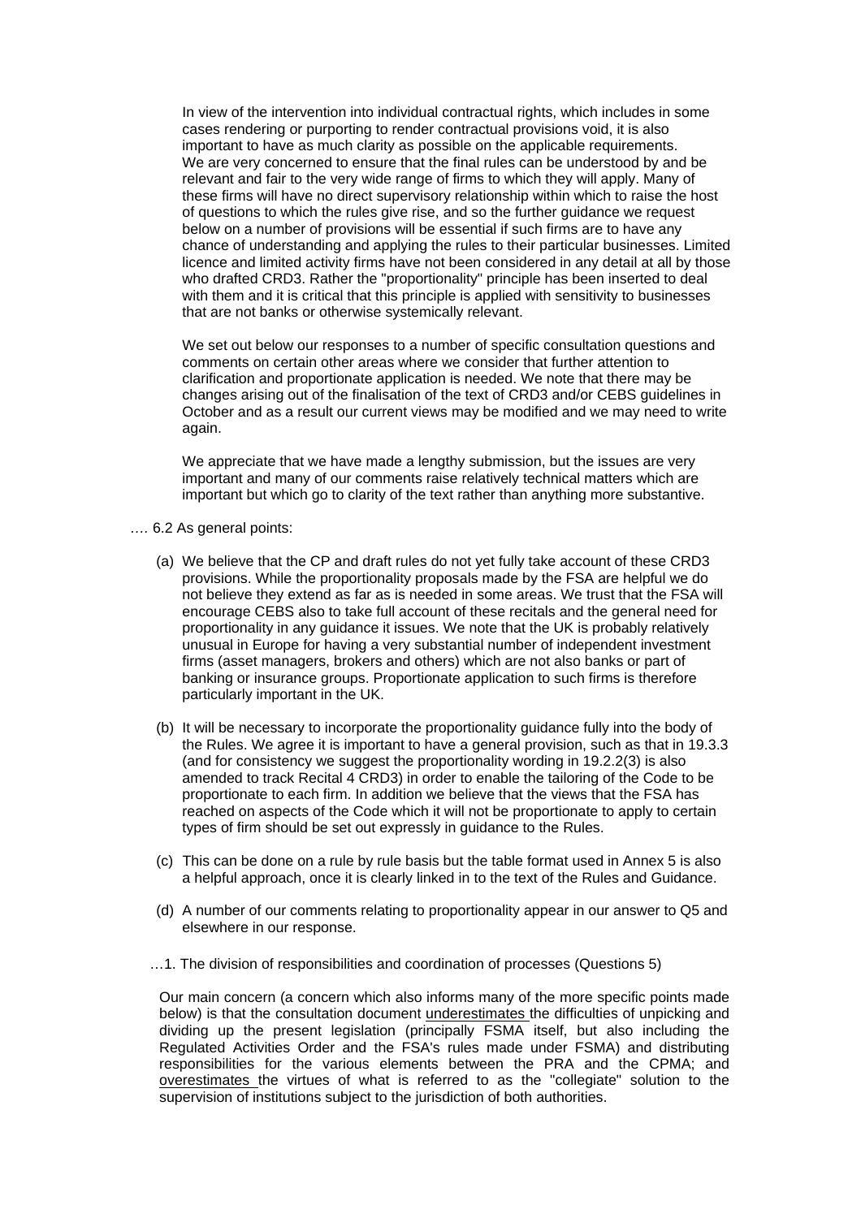In view of the intervention into individual contractual rights, which includes in some cases rendering or purporting to render contractual provisions void, it is also important to have as much clarity as possible on the applicable requirements. We are very concerned to ensure that the final rules can be understood by and be relevant and fair to the very wide range of firms to which they will apply. Many of these firms will have no direct supervisory relationship within which to raise the host of questions to which the rules give rise, and so the further guidance we request below on a number of provisions will be essential if such firms are to have any chance of understanding and applying the rules to their particular businesses. Limited licence and limited activity firms have not been considered in any detail at all by those who drafted CRD3. Rather the "proportionality" principle has been inserted to deal with them and it is critical that this principle is applied with sensitivity to businesses that are not banks or otherwise systemically relevant.

We set out below our responses to a number of specific consultation questions and comments on certain other areas where we consider that further attention to clarification and proportionate application is needed. We note that there may be changes arising out of the finalisation of the text of CRD3 and/or CEBS guidelines in October and as a result our current views may be modified and we may need to write again.

We appreciate that we have made a lengthy submission, but the issues are very important and many of our comments raise relatively technical matters which are important but which go to clarity of the text rather than anything more substantive.

…. 6.2 As general points:

(a) We believe that the CP and draft rules do not yet fully take account of these CRD3 provisions. While the proportionality proposals made by the FSA are helpful we do not believe they extend as far as is needed in some areas. We trust that the FSA will encourage CEBS also to take full account of these recitals and the general need for proportionality in any guidance it issues. We note that the UK is probably relatively unusual in Europe for having a very substantial number of independent investment firms (asset managers, brokers and others) which are not also banks or part of banking or insurance groups. Proportionate application to such firms is therefore particularly important in the UK.

(b) It will be necessary to incorporate the proportionality guidance fully into the body of the Rules. We agree it is important to have a general provision, such as that in 19.3.3 (and for consistency we suggest the proportionality wording in 19.2.2(3) is also amended to track Recital 4 CRD3) in order to enable the tailoring of the Code to be proportionate to each firm. In addition we believe that the views that the FSA has reached on aspects of the Code which it will not be proportionate to apply to certain types of firm should be set out expressly in guidance to the Rules.

(c) This can be done on a rule by rule basis but the table format used in Annex 5 is also a helpful approach, once it is clearly linked in to the text of the Rules and Guidance.

(d) A number of our comments relating to proportionality appear in our answer to Q5 and elsewhere in our response.

…1. The division of responsibilities and coordination of processes (Questions 5)

Our main concern (a concern which also informs many of the more specific points made below) is that the consultation document underestimates the difficulties of unpicking and dividing up the present legislation (principally FSMA itself, but also including the Regulated Activities Order and the FSA's rules made under FSMA) and distributing responsibilities for the various elements between the PRA and the CPMA; and overestimates the virtues of what is referred to as the "collegiate" solution to the supervision of institutions subject to the jurisdiction of both authorities.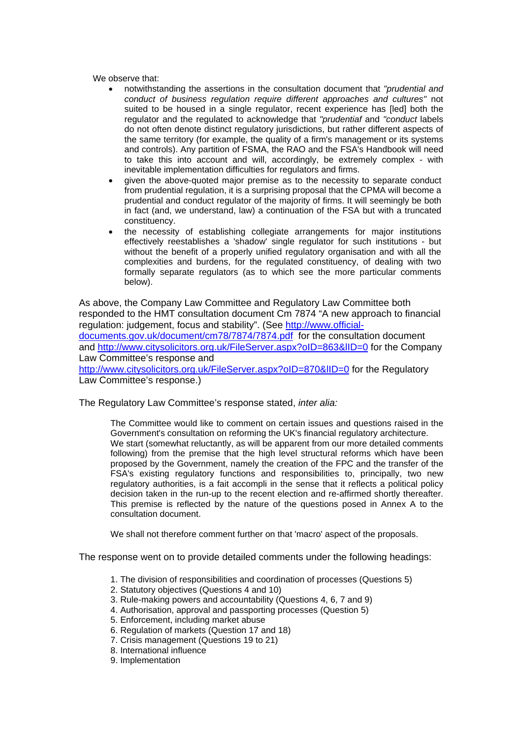We observe that:

- notwithstanding the assertions in the consultation document that *"prudential and conduct of business regulation require different approaches and cultures"* not suited to be housed in a single regulator, recent experience has [led] both the regulator and the regulated to acknowledge that *"prudential* and *"conduct* labels do not often denote distinct regulatory jurisdictions, but rather different aspects of the same territory (for example, the quality of a firm's management or its systems and controls). Any partition of FSMA, the RAO and the FSA's Handbook will need to take this into account and will, accordingly, be extremely complex - with inevitable implementation difficulties for regulators and firms.
- given the above-quoted major premise as to the necessity to separate conduct from prudential regulation, it is a surprising proposal that the CPMA will become a prudential and conduct regulator of the majority of firms. It will seemingly be both in fact (and, we understand, law) a continuation of the FSA but with a truncated constituency.
- the necessity of establishing collegiate arrangements for major institutions effectively reestablishes a 'shadow' single regulator for such institutions - but without the benefit of a properly unified regulatory organisation and with all the complexities and burdens, for the regulated constituency, of dealing with two formally separate regulators (as to which see the more particular comments below).

As above, the Company Law Committee and Regulatory Law Committee both responded to the HMT consultation document Cm 7874 "A new approach to financial regulation: judgement, focus and stability". (See http://www.official-documents.gov.uk/document/cm78/7874/7874.pdf for the consultation document and http://www.citysolicitors.org.uk/FileServer.aspx?oID=863&lID=0 for the Company Law Committee's response and http://www.citysolicitors.org.uk/FileServer.aspx?oID=870&lID=0 for the Regulatory Law Committee's response.)

The Regulatory Law Committee's response stated, *inter alia:*

> The Committee would like to comment on certain issues and questions raised in the Government's consultation on reforming the UK's financial regulatory architecture. We start (somewhat reluctantly, as will be apparent from our more detailed comments following) from the premise that the high level structural reforms which have been proposed by the Government, namely the creation of the FPC and the transfer of the FSA's existing regulatory functions and responsibilities to, principally, two new regulatory authorities, is a fait accompli in the sense that it reflects a political policy decision taken in the run-up to the recent election and re-affirmed shortly thereafter. This premise is reflected by the nature of the questions posed in Annex A to the consultation document.
>
> We shall not therefore comment further on that 'macro' aspect of the proposals.

The response went on to provide detailed comments under the following headings:

1. The division of responsibilities and coordination of processes (Questions 5)
2. Statutory objectives (Questions 4 and 10)
3. Rule-making powers and accountability (Questions 4, 6, 7 and 9)
4. Authorisation, approval and passporting processes (Question 5)
5. Enforcement, including market abuse
6. Regulation of markets (Question 17 and 18)
7. Crisis management (Questions 19 to 21)
8. International influence
9. Implementation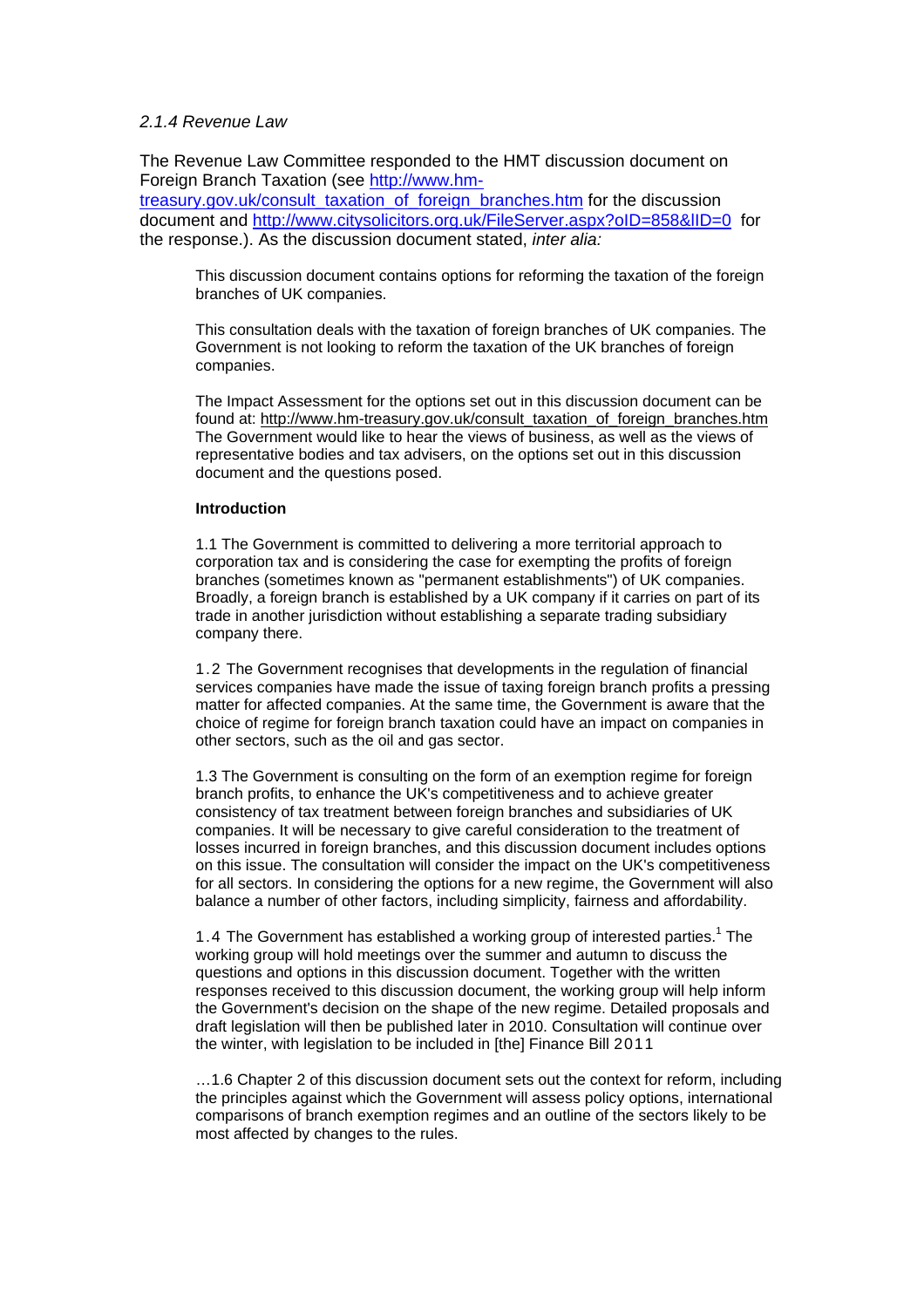*2.1.4 Revenue Law*

The Revenue Law Committee responded to the HMT discussion document on Foreign Branch Taxation (see http://www.hm-treasury.gov.uk/consult_taxation_of_foreign_branches.htm for the discussion document and http://www.citysolicitors.org.uk/FileServer.aspx?oID=858&lID=0 for the response.). As the discussion document stated, *inter alia:*

> This discussion document contains options for reforming the taxation of the foreign branches of UK companies.
>
> This consultation deals with the taxation of foreign branches of UK companies. The Government is not looking to reform the taxation of the UK branches of foreign companies.
>
> The Impact Assessment for the options set out in this discussion document can be found at: http://www.hm-treasury.gov.uk/consult_taxation_of_foreign_branches.htm The Government would like to hear the views of business, as well as the views of representative bodies and tax advisers, on the options set out in this discussion document and the questions posed.
>
> **Introduction**
>
> 1.1 The Government is committed to delivering a more territorial approach to corporation tax and is considering the case for exempting the profits of foreign branches (sometimes known as "permanent establishments") of UK companies. Broadly, a foreign branch is established by a UK company if it carries on part of its trade in another jurisdiction without establishing a separate trading subsidiary company there.
>
> 1.2 The Government recognises that developments in the regulation of financial services companies have made the issue of taxing foreign branch profits a pressing matter for affected companies. At the same time, the Government is aware that the choice of regime for foreign branch taxation could have an impact on companies in other sectors, such as the oil and gas sector.
>
> 1.3 The Government is consulting on the form of an exemption regime for foreign branch profits, to enhance the UK's competitiveness and to achieve greater consistency of tax treatment between foreign branches and subsidiaries of UK companies. It will be necessary to give careful consideration to the treatment of losses incurred in foreign branches, and this discussion document includes options on this issue. The consultation will consider the impact on the UK's competitiveness for all sectors. In considering the options for a new regime, the Government will also balance a number of other factors, including simplicity, fairness and affordability.
>
> 1.4 The Government has established a working group of interested parties.[1] The working group will hold meetings over the summer and autumn to discuss the questions and options in this discussion document. Together with the written responses received to this discussion document, the working group will help inform the Government's decision on the shape of the new regime. Detailed proposals and draft legislation will then be published later in 2010. Consultation will continue over the winter, with legislation to be included in [the] Finance Bill 2011
>
> …1.6 Chapter 2 of this discussion document sets out the context for reform, including the principles against which the Government will assess policy options, international comparisons of branch exemption regimes and an outline of the sectors likely to be most affected by changes to the rules.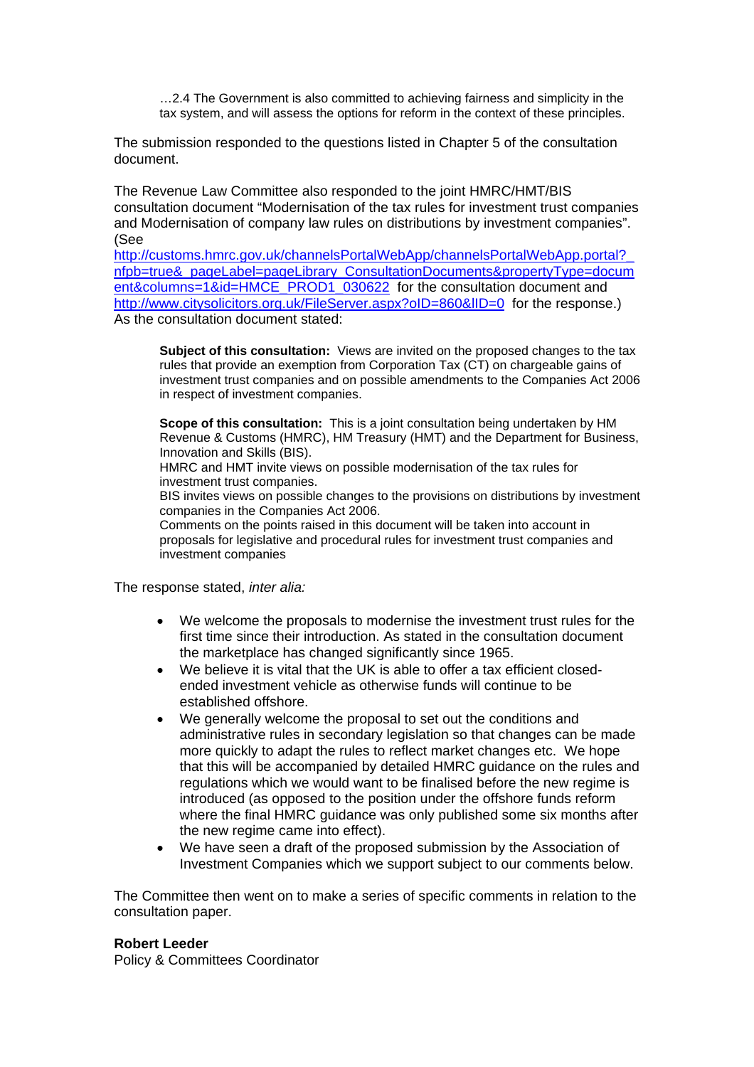…2.4 The Government is also committed to achieving fairness and simplicity in the tax system, and will assess the options for reform in the context of these principles.

The submission responded to the questions listed in Chapter 5 of the consultation document.

The Revenue Law Committee also responded to the joint HMRC/HMT/BIS consultation document "Modernisation of the tax rules for investment trust companies and Modernisation of company law rules on distributions by investment companies". (See http://customs.hmrc.gov.uk/channelsPortalWebApp/channelsPortalWebApp.portal?_nfpb=true&_pageLabel=pageLibrary_ConsultationDocuments&propertyType=document&columns=1&id=HMCE_PROD1_030622 for the consultation document and http://www.citysolicitors.org.uk/FileServer.aspx?oID=860&lID=0 for the response.) As the consultation document stated:

> **Subject of this consultation:** Views are invited on the proposed changes to the tax rules that provide an exemption from Corporation Tax (CT) on chargeable gains of investment trust companies and on possible amendments to the Companies Act 2006 in respect of investment companies.
>
> **Scope of this consultation:** This is a joint consultation being undertaken by HM Revenue & Customs (HMRC), HM Treasury (HMT) and the Department for Business, Innovation and Skills (BIS).
> HMRC and HMT invite views on possible modernisation of the tax rules for investment trust companies.
> BIS invites views on possible changes to the provisions on distributions by investment companies in the Companies Act 2006.
> Comments on the points raised in this document will be taken into account in proposals for legislative and procedural rules for investment trust companies and investment companies

The response stated, *inter alia:*

- We welcome the proposals to modernise the investment trust rules for the first time since their introduction. As stated in the consultation document the marketplace has changed significantly since 1965.
- We believe it is vital that the UK is able to offer a tax efficient closed-ended investment vehicle as otherwise funds will continue to be established offshore.
- We generally welcome the proposal to set out the conditions and administrative rules in secondary legislation so that changes can be made more quickly to adapt the rules to reflect market changes etc. We hope that this will be accompanied by detailed HMRC guidance on the rules and regulations which we would want to be finalised before the new regime is introduced (as opposed to the position under the offshore funds reform where the final HMRC guidance was only published some six months after the new regime came into effect).
- We have seen a draft of the proposed submission by the Association of Investment Companies which we support subject to our comments below.

The Committee then went on to make a series of specific comments in relation to the consultation paper.

**Robert Leeder**
Policy & Committees Coordinator